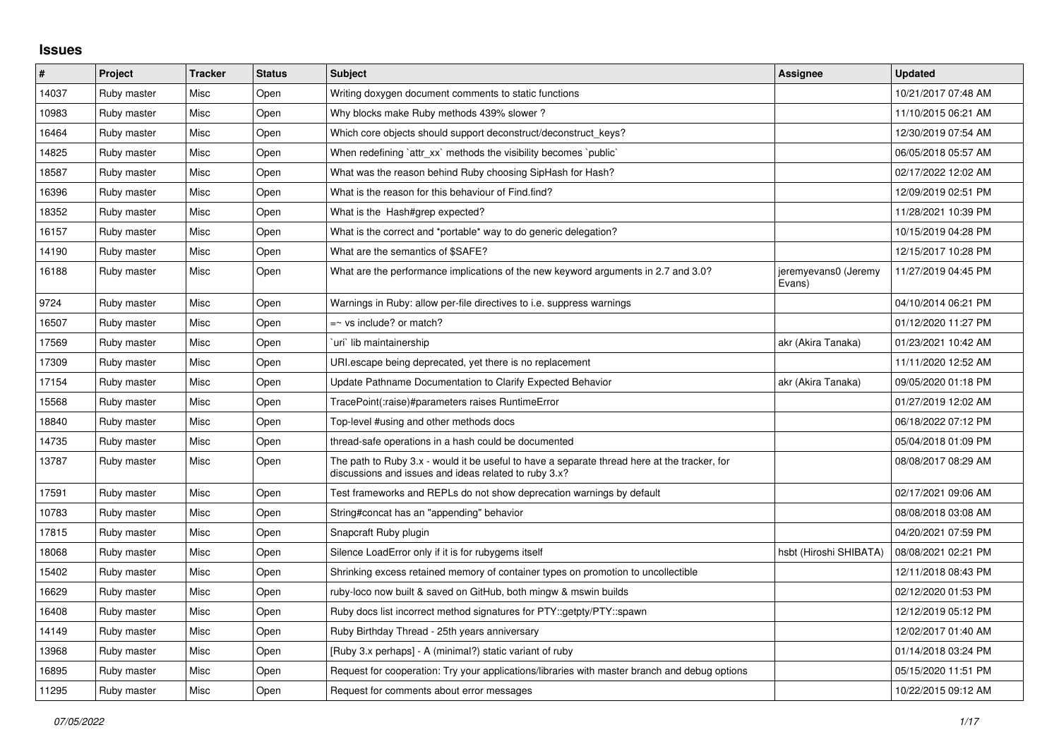# Issues

| # | Project | Tracker | Status | Subject | Assignee | Updated |
|---|---|---|---|---|---|---|
| 14037 | Ruby master | Misc | Open | Writing doxygen document comments to static functions | | 10/21/2017 07:48 AM |
| 10983 | Ruby master | Misc | Open | Why blocks make Ruby methods 439% slower ? | | 11/10/2015 06:21 AM |
| 16464 | Ruby master | Misc | Open | Which core objects should support deconstruct/deconstruct_keys? | | 12/30/2019 07:54 AM |
| 14825 | Ruby master | Misc | Open | When redefining `attr_xx` methods the visibility becomes `public` | | 06/05/2018 05:57 AM |
| 18587 | Ruby master | Misc | Open | What was the reason behind Ruby choosing SipHash for Hash? | | 02/17/2022 12:02 AM |
| 16396 | Ruby master | Misc | Open | What is the reason for this behaviour of Find.find? | | 12/09/2019 02:51 PM |
| 18352 | Ruby master | Misc | Open | What is the Hash#grep expected? | | 11/28/2021 10:39 PM |
| 16157 | Ruby master | Misc | Open | What is the correct and *portable* way to do generic delegation? | | 10/15/2019 04:28 PM |
| 14190 | Ruby master | Misc | Open | What are the semantics of $SAFE? | | 12/15/2017 10:28 PM |
| 16188 | Ruby master | Misc | Open | What are the performance implications of the new keyword arguments in 2.7 and 3.0? | jeremyevans0 (Jeremy Evans) | 11/27/2019 04:45 PM |
| 9724 | Ruby master | Misc | Open | Warnings in Ruby: allow per-file directives to i.e. suppress warnings | | 04/10/2014 06:21 PM |
| 16507 | Ruby master | Misc | Open | =~ vs include? or match? | | 01/12/2020 11:27 PM |
| 17569 | Ruby master | Misc | Open | `uri` lib maintainership | akr (Akira Tanaka) | 01/23/2021 10:42 AM |
| 17309 | Ruby master | Misc | Open | URI.escape being deprecated, yet there is no replacement | | 11/11/2020 12:52 AM |
| 17154 | Ruby master | Misc | Open | Update Pathname Documentation to Clarify Expected Behavior | akr (Akira Tanaka) | 09/05/2020 01:18 PM |
| 15568 | Ruby master | Misc | Open | TracePoint(:raise)#parameters raises RuntimeError | | 01/27/2019 12:02 AM |
| 18840 | Ruby master | Misc | Open | Top-level #using and other methods docs | | 06/18/2022 07:12 PM |
| 14735 | Ruby master | Misc | Open | thread-safe operations in a hash could be documented | | 05/04/2018 01:09 PM |
| 13787 | Ruby master | Misc | Open | The path to Ruby 3.x - would it be useful to have a separate thread here at the tracker, for discussions and issues and ideas related to ruby 3.x? | | 08/08/2017 08:29 AM |
| 17591 | Ruby master | Misc | Open | Test frameworks and REPLs do not show deprecation warnings by default | | 02/17/2021 09:06 AM |
| 10783 | Ruby master | Misc | Open | String#concat has an "appending" behavior | | 08/08/2018 03:08 AM |
| 17815 | Ruby master | Misc | Open | Snapcraft Ruby plugin | | 04/20/2021 07:59 PM |
| 18068 | Ruby master | Misc | Open | Silence LoadError only if it is for rubygems itself | hsbt (Hiroshi SHIBATA) | 08/08/2021 02:21 PM |
| 15402 | Ruby master | Misc | Open | Shrinking excess retained memory of container types on promotion to uncollectible | | 12/11/2018 08:43 PM |
| 16629 | Ruby master | Misc | Open | ruby-loco now built & saved on GitHub, both mingw & mswin builds | | 02/12/2020 01:53 PM |
| 16408 | Ruby master | Misc | Open | Ruby docs list incorrect method signatures for PTY::getpty/PTY::spawn | | 12/12/2019 05:12 PM |
| 14149 | Ruby master | Misc | Open | Ruby Birthday Thread - 25th years anniversary | | 12/02/2017 01:40 AM |
| 13968 | Ruby master | Misc | Open | [Ruby 3.x perhaps] - A (minimal?) static variant of ruby | | 01/14/2018 03:24 PM |
| 16895 | Ruby master | Misc | Open | Request for cooperation: Try your applications/libraries with master branch and debug options | | 05/15/2020 11:51 PM |
| 11295 | Ruby master | Misc | Open | Request for comments about error messages | | 10/22/2015 09:12 AM |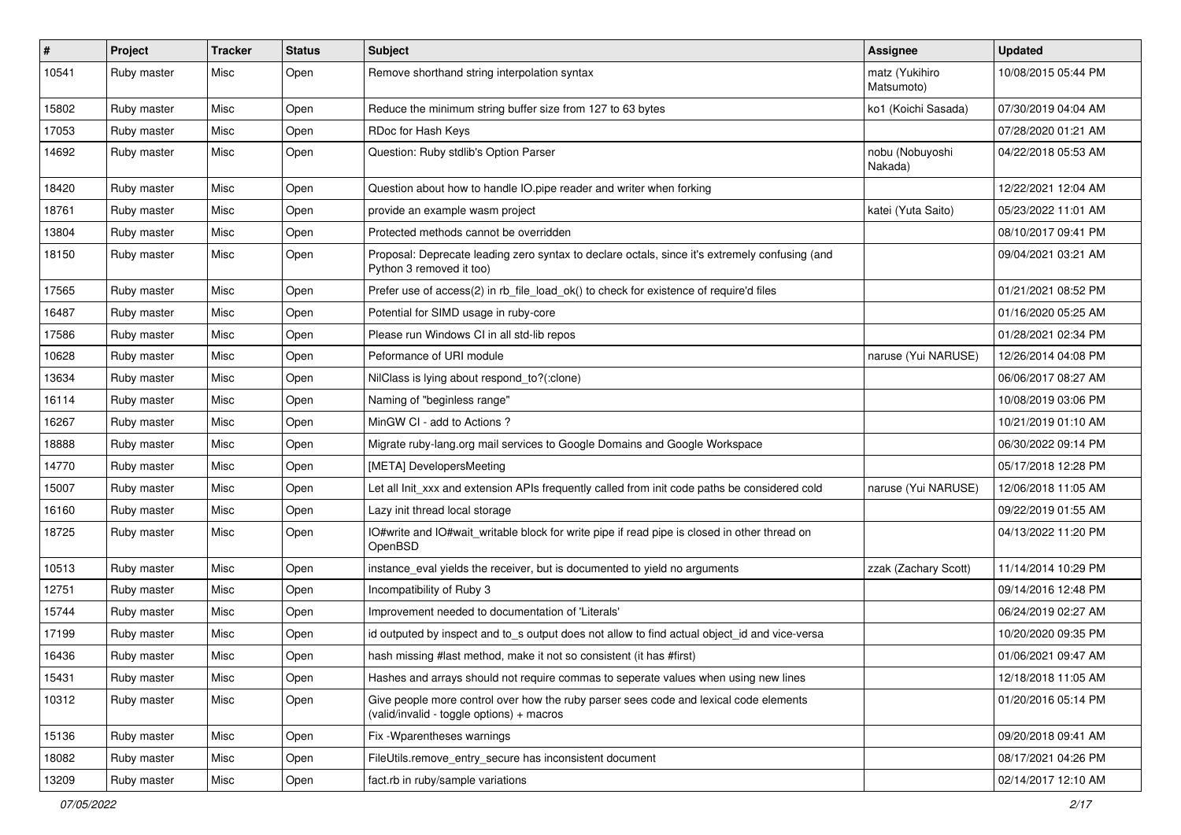| # | Project | Tracker | Status | Subject | Assignee | Updated |
|---|---|---|---|---|---|---|
| 10541 | Ruby master | Misc | Open | Remove shorthand string interpolation syntax | matz (Yukihiro Matsumoto) | 10/08/2015 05:44 PM |
| 15802 | Ruby master | Misc | Open | Reduce the minimum string buffer size from 127 to 63 bytes | ko1 (Koichi Sasada) | 07/30/2019 04:04 AM |
| 17053 | Ruby master | Misc | Open | RDoc for Hash Keys | | 07/28/2020 01:21 AM |
| 14692 | Ruby master | Misc | Open | Question: Ruby stdlib's Option Parser | nobu (Nobuyoshi Nakada) | 04/22/2018 05:53 AM |
| 18420 | Ruby master | Misc | Open | Question about how to handle IO.pipe reader and writer when forking | | 12/22/2021 12:04 AM |
| 18761 | Ruby master | Misc | Open | provide an example wasm project | katei (Yuta Saito) | 05/23/2022 11:01 AM |
| 13804 | Ruby master | Misc | Open | Protected methods cannot be overridden | | 08/10/2017 09:41 PM |
| 18150 | Ruby master | Misc | Open | Proposal: Deprecate leading zero syntax to declare octals, since it's extremely confusing (and Python 3 removed it too) | | 09/04/2021 03:21 AM |
| 17565 | Ruby master | Misc | Open | Prefer use of access(2) in rb_file_load_ok() to check for existence of require'd files | | 01/21/2021 08:52 PM |
| 16487 | Ruby master | Misc | Open | Potential for SIMD usage in ruby-core | | 01/16/2020 05:25 AM |
| 17586 | Ruby master | Misc | Open | Please run Windows CI in all std-lib repos | | 01/28/2021 02:34 PM |
| 10628 | Ruby master | Misc | Open | Peformance of URI module | naruse (Yui NARUSE) | 12/26/2014 04:08 PM |
| 13634 | Ruby master | Misc | Open | NilClass is lying about respond_to?(:clone) | | 06/06/2017 08:27 AM |
| 16114 | Ruby master | Misc | Open | Naming of "beginless range" | | 10/08/2019 03:06 PM |
| 16267 | Ruby master | Misc | Open | MinGW CI - add to Actions ? | | 10/21/2019 01:10 AM |
| 18888 | Ruby master | Misc | Open | Migrate ruby-lang.org mail services to Google Domains and Google Workspace | | 06/30/2022 09:14 PM |
| 14770 | Ruby master | Misc | Open | [META] DevelopersMeeting | | 05/17/2018 12:28 PM |
| 15007 | Ruby master | Misc | Open | Let all Init_xxx and extension APIs frequently called from init code paths be considered cold | naruse (Yui NARUSE) | 12/06/2018 11:05 AM |
| 16160 | Ruby master | Misc | Open | Lazy init thread local storage | | 09/22/2019 01:55 AM |
| 18725 | Ruby master | Misc | Open | IO#write and IO#wait_writable block for write pipe if read pipe is closed in other thread on OpenBSD | | 04/13/2022 11:20 PM |
| 10513 | Ruby master | Misc | Open | instance_eval yields the receiver, but is documented to yield no arguments | zzak (Zachary Scott) | 11/14/2014 10:29 PM |
| 12751 | Ruby master | Misc | Open | Incompatibility of Ruby 3 | | 09/14/2016 12:48 PM |
| 15744 | Ruby master | Misc | Open | Improvement needed to documentation of 'Literals' | | 06/24/2019 02:27 AM |
| 17199 | Ruby master | Misc | Open | id outputed by inspect and to_s output does not allow to find actual object_id and vice-versa | | 10/20/2020 09:35 PM |
| 16436 | Ruby master | Misc | Open | hash missing #last method, make it not so consistent (it has #first) | | 01/06/2021 09:47 AM |
| 15431 | Ruby master | Misc | Open | Hashes and arrays should not require commas to seperate values when using new lines | | 12/18/2018 11:05 AM |
| 10312 | Ruby master | Misc | Open | Give people more control over how the ruby parser sees code and lexical code elements (valid/invalid - toggle options) + macros | | 01/20/2016 05:14 PM |
| 15136 | Ruby master | Misc | Open | Fix -Wparentheses warnings | | 09/20/2018 09:41 AM |
| 18082 | Ruby master | Misc | Open | FileUtils.remove_entry_secure has inconsistent document | | 08/17/2021 04:26 PM |
| 13209 | Ruby master | Misc | Open | fact.rb in ruby/sample variations | | 02/14/2017 12:10 AM |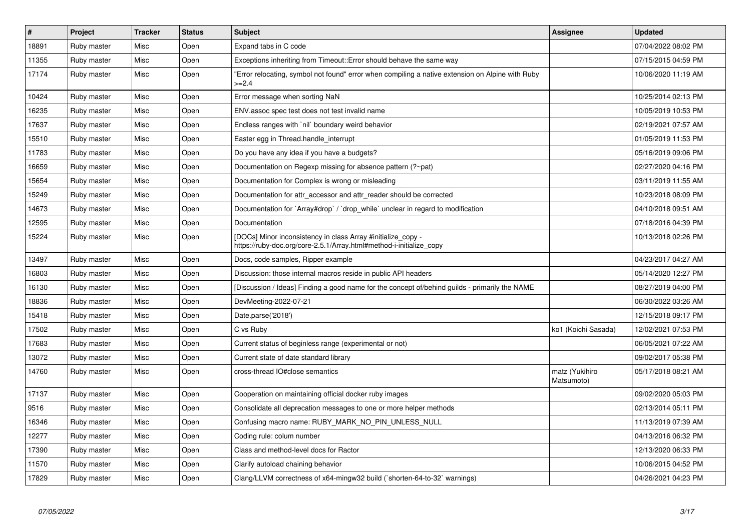| # | Project | Tracker | Status | Subject | Assignee | Updated |
|---|---|---|---|---|---|---|
| 18891 | Ruby master | Misc | Open | Expand tabs in C code | | 07/04/2022 08:02 PM |
| 11355 | Ruby master | Misc | Open | Exceptions inheriting from Timeout::Error should behave the same way | | 07/15/2015 04:59 PM |
| 17174 | Ruby master | Misc | Open | "Error relocating, symbol not found" error when compiling a native extension on Alpine with Ruby >=2.4 | | 10/06/2020 11:19 AM |
| 10424 | Ruby master | Misc | Open | Error message when sorting NaN | | 10/25/2014 02:13 PM |
| 16235 | Ruby master | Misc | Open | ENV.assoc spec test does not test invalid name | | 10/05/2019 10:53 PM |
| 17637 | Ruby master | Misc | Open | Endless ranges with `nil` boundary weird behavior | | 02/19/2021 07:57 AM |
| 15510 | Ruby master | Misc | Open | Easter egg in Thread.handle_interrupt | | 01/05/2019 11:53 PM |
| 11783 | Ruby master | Misc | Open | Do you have any idea if you have a budgets? | | 05/16/2019 09:06 PM |
| 16659 | Ruby master | Misc | Open | Documentation on Regexp missing for absence pattern (?~pat) | | 02/27/2020 04:16 PM |
| 15654 | Ruby master | Misc | Open | Documentation for Complex is wrong or misleading | | 03/11/2019 11:55 AM |
| 15249 | Ruby master | Misc | Open | Documentation for attr_accessor and attr_reader should be corrected | | 10/23/2018 08:09 PM |
| 14673 | Ruby master | Misc | Open | Documentation for `Array#drop` / `drop_while` unclear in regard to modification | | 04/10/2018 09:51 AM |
| 12595 | Ruby master | Misc | Open | Documentation | | 07/18/2016 04:39 PM |
| 15224 | Ruby master | Misc | Open | [DOCs] Minor inconsistency in class Array #initialize_copy - https://ruby-doc.org/core-2.5.1/Array.html#method-i-initialize_copy | | 10/13/2018 02:26 PM |
| 13497 | Ruby master | Misc | Open | Docs, code samples, Ripper example | | 04/23/2017 04:27 AM |
| 16803 | Ruby master | Misc | Open | Discussion: those internal macros reside in public API headers | | 05/14/2020 12:27 PM |
| 16130 | Ruby master | Misc | Open | [Discussion / Ideas] Finding a good name for the concept of/behind guilds - primarily the NAME | | 08/27/2019 04:00 PM |
| 18836 | Ruby master | Misc | Open | DevMeeting-2022-07-21 | | 06/30/2022 03:26 AM |
| 15418 | Ruby master | Misc | Open | Date.parse('2018') | | 12/15/2018 09:17 PM |
| 17502 | Ruby master | Misc | Open | C vs Ruby | ko1 (Koichi Sasada) | 12/02/2021 07:53 PM |
| 17683 | Ruby master | Misc | Open | Current status of beginless range (experimental or not) | | 06/05/2021 07:22 AM |
| 13072 | Ruby master | Misc | Open | Current state of date standard library | | 09/02/2017 05:38 PM |
| 14760 | Ruby master | Misc | Open | cross-thread IO#close semantics | matz (Yukihiro Matsumoto) | 05/17/2018 08:21 AM |
| 17137 | Ruby master | Misc | Open | Cooperation on maintaining official docker ruby images | | 09/02/2020 05:03 PM |
| 9516 | Ruby master | Misc | Open | Consolidate all deprecation messages to one or more helper methods | | 02/13/2014 05:11 PM |
| 16346 | Ruby master | Misc | Open | Confusing macro name: RUBY_MARK_NO_PIN_UNLESS_NULL | | 11/13/2019 07:39 AM |
| 12277 | Ruby master | Misc | Open | Coding rule: colum number | | 04/13/2016 06:32 PM |
| 17390 | Ruby master | Misc | Open | Class and method-level docs for Ractor | | 12/13/2020 06:33 PM |
| 11570 | Ruby master | Misc | Open | Clarify autoload chaining behavior | | 10/06/2015 04:52 PM |
| 17829 | Ruby master | Misc | Open | Clang/LLVM correctness of x64-mingw32 build (`shorten-64-to-32` warnings) | | 04/26/2021 04:23 PM |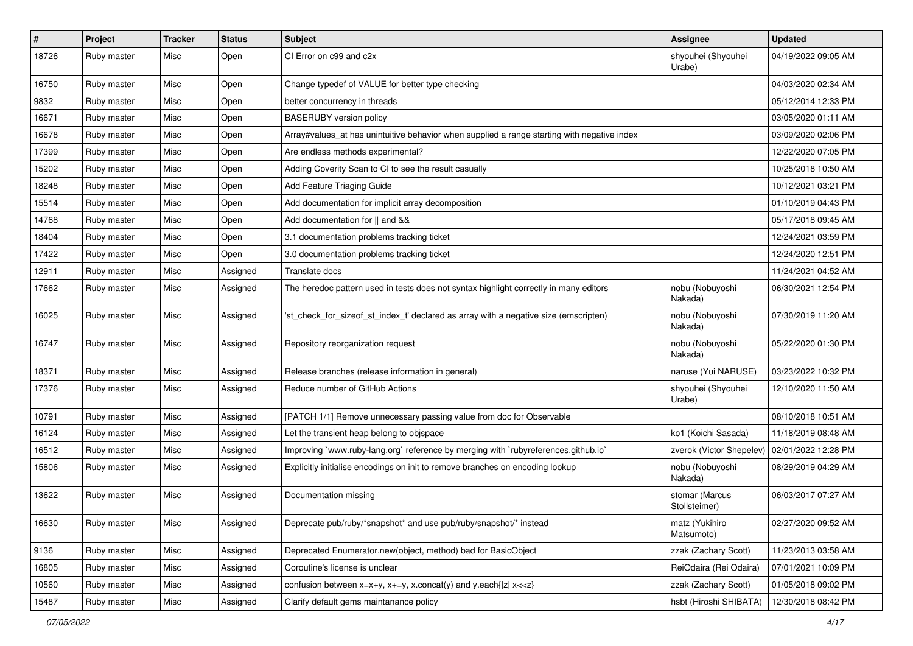| # | Project | Tracker | Status | Subject | Assignee | Updated |
|---|---|---|---|---|---|---|
| 18726 | Ruby master | Misc | Open | CI Error on c99 and c2x | shyouhei (Shyouhei Urabe) | 04/19/2022 09:05 AM |
| 16750 | Ruby master | Misc | Open | Change typedef of VALUE for better type checking | | 04/03/2020 02:34 AM |
| 9832 | Ruby master | Misc | Open | better concurrency in threads | | 05/12/2014 12:33 PM |
| 16671 | Ruby master | Misc | Open | BASERUBY version policy | | 03/05/2020 01:11 AM |
| 16678 | Ruby master | Misc | Open | Array#values_at has unintuitive behavior when supplied a range starting with negative index | | 03/09/2020 02:06 PM |
| 17399 | Ruby master | Misc | Open | Are endless methods experimental? | | 12/22/2020 07:05 PM |
| 15202 | Ruby master | Misc | Open | Adding Coverity Scan to CI to see the result casually | | 10/25/2018 10:50 AM |
| 18248 | Ruby master | Misc | Open | Add Feature Triaging Guide | | 10/12/2021 03:21 PM |
| 15514 | Ruby master | Misc | Open | Add documentation for implicit array decomposition | | 01/10/2019 04:43 PM |
| 14768 | Ruby master | Misc | Open | Add documentation for \|\| and && | | 05/17/2018 09:45 AM |
| 18404 | Ruby master | Misc | Open | 3.1 documentation problems tracking ticket | | 12/24/2021 03:59 PM |
| 17422 | Ruby master | Misc | Open | 3.0 documentation problems tracking ticket | | 12/24/2020 12:51 PM |
| 12911 | Ruby master | Misc | Assigned | Translate docs | | 11/24/2021 04:52 AM |
| 17662 | Ruby master | Misc | Assigned | The heredoc pattern used in tests does not syntax highlight correctly in many editors | nobu (Nobuyoshi Nakada) | 06/30/2021 12:54 PM |
| 16025 | Ruby master | Misc | Assigned | 'st_check_for_sizeof_st_index_t' declared as array with a negative size (emscripten) | nobu (Nobuyoshi Nakada) | 07/30/2019 11:20 AM |
| 16747 | Ruby master | Misc | Assigned | Repository reorganization request | nobu (Nobuyoshi Nakada) | 05/22/2020 01:30 PM |
| 18371 | Ruby master | Misc | Assigned | Release branches (release information in general) | naruse (Yui NARUSE) | 03/23/2022 10:32 PM |
| 17376 | Ruby master | Misc | Assigned | Reduce number of GitHub Actions | shyouhei (Shyouhei Urabe) | 12/10/2020 11:50 AM |
| 10791 | Ruby master | Misc | Assigned | [PATCH 1/1] Remove unnecessary passing value from doc for Observable | | 08/10/2018 10:51 AM |
| 16124 | Ruby master | Misc | Assigned | Let the transient heap belong to objspace | ko1 (Koichi Sasada) | 11/18/2019 08:48 AM |
| 16512 | Ruby master | Misc | Assigned | Improving `www.ruby-lang.org` reference by merging with `rubyreferences.github.io` | zverok (Victor Shepelev) | 02/01/2022 12:28 PM |
| 15806 | Ruby master | Misc | Assigned | Explicitly initialise encodings on init to remove branches on encoding lookup | nobu (Nobuyoshi Nakada) | 08/29/2019 04:29 AM |
| 13622 | Ruby master | Misc | Assigned | Documentation missing | stomar (Marcus Stollsteimer) | 06/03/2017 07:27 AM |
| 16630 | Ruby master | Misc | Assigned | Deprecate pub/ruby/*snapshot* and use pub/ruby/snapshot/* instead | matz (Yukihiro Matsumoto) | 02/27/2020 09:52 AM |
| 9136 | Ruby master | Misc | Assigned | Deprecated Enumerator.new(object, method) bad for BasicObject | zzak (Zachary Scott) | 11/23/2013 03:58 AM |
| 16805 | Ruby master | Misc | Assigned | Coroutine's license is unclear | ReiOdaira (Rei Odaira) | 07/01/2021 10:09 PM |
| 10560 | Ruby master | Misc | Assigned | confusion between x=x+y, x+=y, x.concat(y) and y.each{\|z\| x<<z} | zzak (Zachary Scott) | 01/05/2018 09:02 PM |
| 15487 | Ruby master | Misc | Assigned | Clarify default gems maintanance policy | hsbt (Hiroshi SHIBATA) | 12/30/2018 08:42 PM |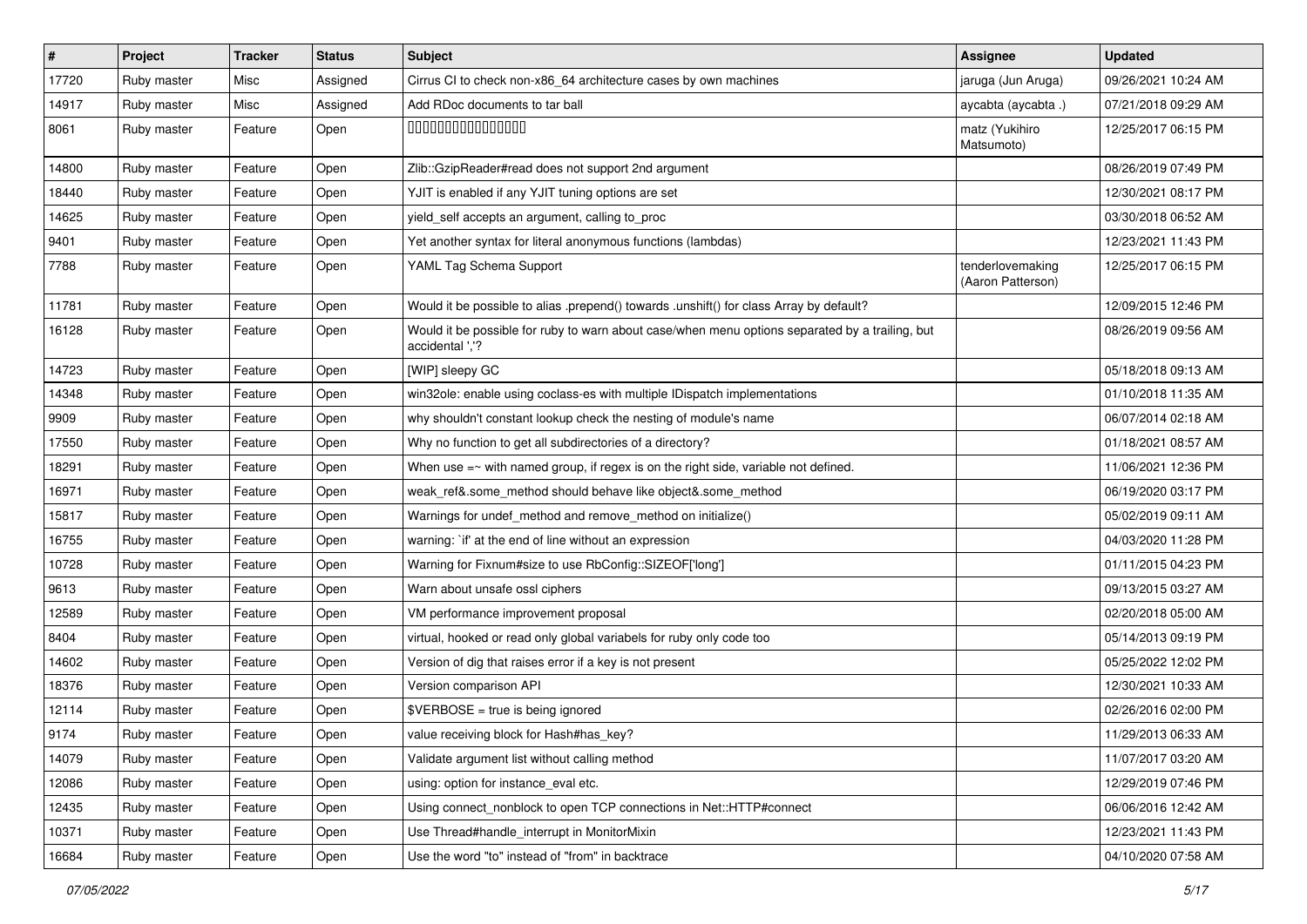| # | Project | Tracker | Status | Subject | Assignee | Updated |
|---|---|---|---|---|---|---|
| 17720 | Ruby master | Misc | Assigned | Cirrus CI to check non-x86_64 architecture cases by own machines | jaruga (Jun Aruga) | 09/26/2021 10:24 AM |
| 14917 | Ruby master | Misc | Assigned | Add RDoc documents to tar ball | aycabta (aycabta .) | 07/21/2018 09:29 AM |
| 8061 | Ruby master | Feature | Open | 0000000000000000 | matz (Yukihiro Matsumoto) | 12/25/2017 06:15 PM |
| 14800 | Ruby master | Feature | Open | Zlib::GzipReader#read does not support 2nd argument | | 08/26/2019 07:49 PM |
| 18440 | Ruby master | Feature | Open | YJIT is enabled if any YJIT tuning options are set | | 12/30/2021 08:17 PM |
| 14625 | Ruby master | Feature | Open | yield_self accepts an argument, calling to_proc | | 03/30/2018 06:52 AM |
| 9401 | Ruby master | Feature | Open | Yet another syntax for literal anonymous functions (lambdas) | | 12/23/2021 11:43 PM |
| 7788 | Ruby master | Feature | Open | YAML Tag Schema Support | tenderlovemaking (Aaron Patterson) | 12/25/2017 06:15 PM |
| 11781 | Ruby master | Feature | Open | Would it be possible to alias .prepend() towards .unshift() for class Array by default? | | 12/09/2015 12:46 PM |
| 16128 | Ruby master | Feature | Open | Would it be possible for ruby to warn about case/when menu options separated by a trailing, but accidental ','? | | 08/26/2019 09:56 AM |
| 14723 | Ruby master | Feature | Open | [WIP] sleepy GC | | 05/18/2018 09:13 AM |
| 14348 | Ruby master | Feature | Open | win32ole: enable using coclass-es with multiple IDispatch implementations | | 01/10/2018 11:35 AM |
| 9909 | Ruby master | Feature | Open | why shouldn't constant lookup check the nesting of module's name | | 06/07/2014 02:18 AM |
| 17550 | Ruby master | Feature | Open | Why no function to get all subdirectories of a directory? | | 01/18/2021 08:57 AM |
| 18291 | Ruby master | Feature | Open | When use =~ with named group, if regex is on the right side, variable not defined. | | 11/06/2021 12:36 PM |
| 16971 | Ruby master | Feature | Open | weak_ref&.some_method should behave like object&.some_method | | 06/19/2020 03:17 PM |
| 15817 | Ruby master | Feature | Open | Warnings for undef_method and remove_method on initialize() | | 05/02/2019 09:11 AM |
| 16755 | Ruby master | Feature | Open | warning: `if' at the end of line without an expression | | 04/03/2020 11:28 PM |
| 10728 | Ruby master | Feature | Open | Warning for Fixnum#size to use RbConfig::SIZEOF['long'] | | 01/11/2015 04:23 PM |
| 9613 | Ruby master | Feature | Open | Warn about unsafe ossl ciphers | | 09/13/2015 03:27 AM |
| 12589 | Ruby master | Feature | Open | VM performance improvement proposal | | 02/20/2018 05:00 AM |
| 8404 | Ruby master | Feature | Open | virtual, hooked or read only global variabels for ruby only code too | | 05/14/2013 09:19 PM |
| 14602 | Ruby master | Feature | Open | Version of dig that raises error if a key is not present | | 05/25/2022 12:02 PM |
| 18376 | Ruby master | Feature | Open | Version comparison API | | 12/30/2021 10:33 AM |
| 12114 | Ruby master | Feature | Open | $VERBOSE = true is being ignored | | 02/26/2016 02:00 PM |
| 9174 | Ruby master | Feature | Open | value receiving block for Hash#has_key? | | 11/29/2013 06:33 AM |
| 14079 | Ruby master | Feature | Open | Validate argument list without calling method | | 11/07/2017 03:20 AM |
| 12086 | Ruby master | Feature | Open | using: option for instance_eval etc. | | 12/29/2019 07:46 PM |
| 12435 | Ruby master | Feature | Open | Using connect_nonblock to open TCP connections in Net::HTTP#connect | | 06/06/2016 12:42 AM |
| 10371 | Ruby master | Feature | Open | Use Thread#handle_interrupt in MonitorMixin | | 12/23/2021 11:43 PM |
| 16684 | Ruby master | Feature | Open | Use the word "to" instead of "from" in backtrace | | 04/10/2020 07:58 AM |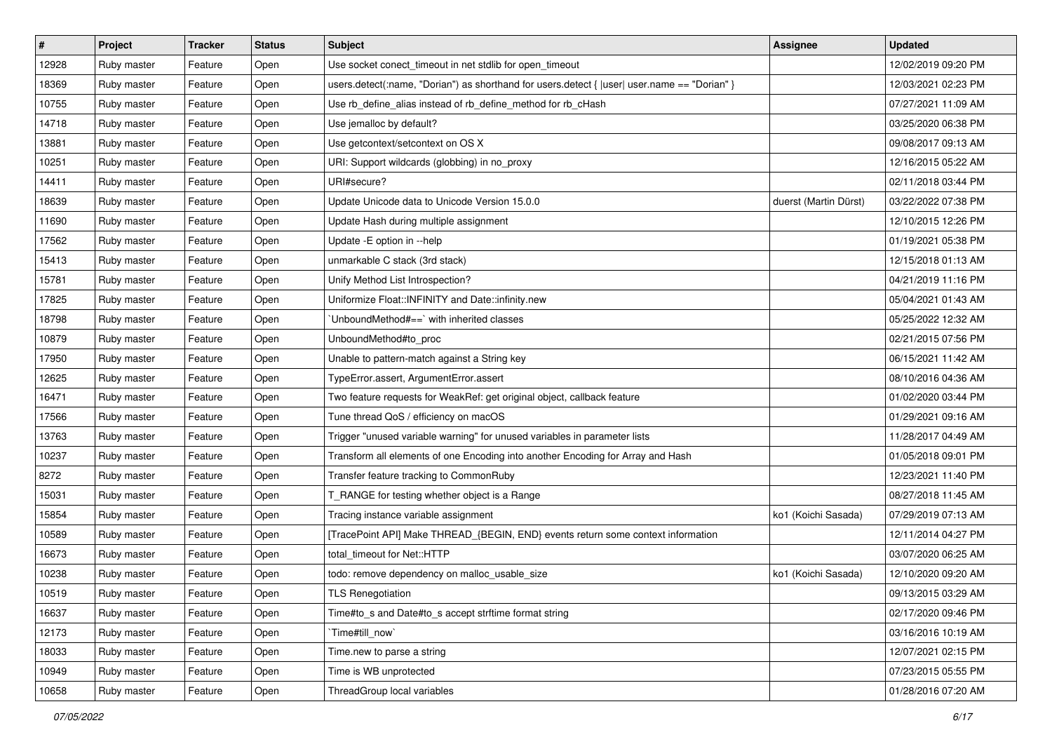| # | Project | Tracker | Status | Subject | Assignee | Updated |
|---|---|---|---|---|---|---|
| 12928 | Ruby master | Feature | Open | Use socket conect_timeout in net stdlib for open_timeout | | 12/02/2019 09:20 PM |
| 18369 | Ruby master | Feature | Open | users.detect(:name, "Dorian") as shorthand for users.detect { \|user\| user.name == "Dorian" } | | 12/03/2021 02:23 PM |
| 10755 | Ruby master | Feature | Open | Use rb_define_alias instead of rb_define_method for rb_cHash | | 07/27/2021 11:09 AM |
| 14718 | Ruby master | Feature | Open | Use jemalloc by default? | | 03/25/2020 06:38 PM |
| 13881 | Ruby master | Feature | Open | Use getcontext/setcontext on OS X | | 09/08/2017 09:13 AM |
| 10251 | Ruby master | Feature | Open | URI: Support wildcards (globbing) in no_proxy | | 12/16/2015 05:22 AM |
| 14411 | Ruby master | Feature | Open | URI#secure? | | 02/11/2018 03:44 PM |
| 18639 | Ruby master | Feature | Open | Update Unicode data to Unicode Version 15.0.0 | duerst (Martin Dürst) | 03/22/2022 07:38 PM |
| 11690 | Ruby master | Feature | Open | Update Hash during multiple assignment | | 12/10/2015 12:26 PM |
| 17562 | Ruby master | Feature | Open | Update -E option in --help | | 01/19/2021 05:38 PM |
| 15413 | Ruby master | Feature | Open | unmarkable C stack (3rd stack) | | 12/15/2018 01:13 AM |
| 15781 | Ruby master | Feature | Open | Unify Method List Introspection? | | 04/21/2019 11:16 PM |
| 17825 | Ruby master | Feature | Open | Uniformize Float::INFINITY and Date::infinity.new | | 05/04/2021 01:43 AM |
| 18798 | Ruby master | Feature | Open | `UnboundMethod#==` with inherited classes | | 05/25/2022 12:32 AM |
| 10879 | Ruby master | Feature | Open | UnboundMethod#to_proc | | 02/21/2015 07:56 PM |
| 17950 | Ruby master | Feature | Open | Unable to pattern-match against a String key | | 06/15/2021 11:42 AM |
| 12625 | Ruby master | Feature | Open | TypeError.assert, ArgumentError.assert | | 08/10/2016 04:36 AM |
| 16471 | Ruby master | Feature | Open | Two feature requests for WeakRef: get original object, callback feature | | 01/02/2020 03:44 PM |
| 17566 | Ruby master | Feature | Open | Tune thread QoS / efficiency on macOS | | 01/29/2021 09:16 AM |
| 13763 | Ruby master | Feature | Open | Trigger "unused variable warning" for unused variables in parameter lists | | 11/28/2017 04:49 AM |
| 10237 | Ruby master | Feature | Open | Transform all elements of one Encoding into another Encoding for Array and Hash | | 01/05/2018 09:01 PM |
| 8272 | Ruby master | Feature | Open | Transfer feature tracking to CommonRuby | | 12/23/2021 11:40 PM |
| 15031 | Ruby master | Feature | Open | T_RANGE for testing whether object is a Range | | 08/27/2018 11:45 AM |
| 15854 | Ruby master | Feature | Open | Tracing instance variable assignment | ko1 (Koichi Sasada) | 07/29/2019 07:13 AM |
| 10589 | Ruby master | Feature | Open | [TracePoint API] Make THREAD_{BEGIN, END} events return some context information | | 12/11/2014 04:27 PM |
| 16673 | Ruby master | Feature | Open | total_timeout for Net::HTTP | | 03/07/2020 06:25 AM |
| 10238 | Ruby master | Feature | Open | todo: remove dependency on malloc_usable_size | ko1 (Koichi Sasada) | 12/10/2020 09:20 AM |
| 10519 | Ruby master | Feature | Open | TLS Renegotiation | | 09/13/2015 03:29 AM |
| 16637 | Ruby master | Feature | Open | Time#to_s and Date#to_s accept strftime format string | | 02/17/2020 09:46 PM |
| 12173 | Ruby master | Feature | Open | `Time#till_now` | | 03/16/2016 10:19 AM |
| 18033 | Ruby master | Feature | Open | Time.new to parse a string | | 12/07/2021 02:15 PM |
| 10949 | Ruby master | Feature | Open | Time is WB unprotected | | 07/23/2015 05:55 PM |
| 10658 | Ruby master | Feature | Open | ThreadGroup local variables | | 01/28/2016 07:20 AM |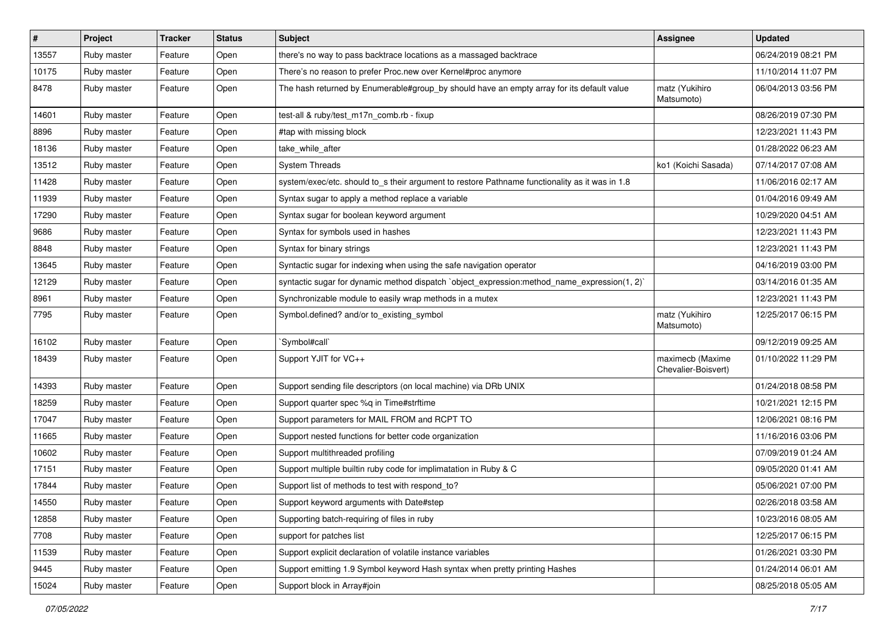| # | Project | Tracker | Status | Subject | Assignee | Updated |
|---|---|---|---|---|---|---|
| 13557 | Ruby master | Feature | Open | there's no way to pass backtrace locations as a massaged backtrace | | 06/24/2019 08:21 PM |
| 10175 | Ruby master | Feature | Open | There’s no reason to prefer Proc.new over Kernel#proc anymore | | 11/10/2014 11:07 PM |
| 8478 | Ruby master | Feature | Open | The hash returned by Enumerable#group_by should have an empty array for its default value | matz (Yukihiro Matsumoto) | 06/04/2013 03:56 PM |
| 14601 | Ruby master | Feature | Open | test-all & ruby/test_m17n_comb.rb - fixup | | 08/26/2019 07:30 PM |
| 8896 | Ruby master | Feature | Open | #tap with missing block | | 12/23/2021 11:43 PM |
| 18136 | Ruby master | Feature | Open | take_while_after | | 01/28/2022 06:23 AM |
| 13512 | Ruby master | Feature | Open | System Threads | ko1 (Koichi Sasada) | 07/14/2017 07:08 AM |
| 11428 | Ruby master | Feature | Open | system/exec/etc. should to_s their argument to restore Pathname functionality as it was in 1.8 | | 11/06/2016 02:17 AM |
| 11939 | Ruby master | Feature | Open | Syntax sugar to apply a method replace a variable | | 01/04/2016 09:49 AM |
| 17290 | Ruby master | Feature | Open | Syntax sugar for boolean keyword argument | | 10/29/2020 04:51 AM |
| 9686 | Ruby master | Feature | Open | Syntax for symbols used in hashes | | 12/23/2021 11:43 PM |
| 8848 | Ruby master | Feature | Open | Syntax for binary strings | | 12/23/2021 11:43 PM |
| 13645 | Ruby master | Feature | Open | Syntactic sugar for indexing when using the safe navigation operator | | 04/16/2019 03:00 PM |
| 12129 | Ruby master | Feature | Open | syntactic sugar for dynamic method dispatch `object_expression:method_name_expression(1, 2)` | | 03/14/2016 01:35 AM |
| 8961 | Ruby master | Feature | Open | Synchronizable module to easily wrap methods in a mutex | | 12/23/2021 11:43 PM |
| 7795 | Ruby master | Feature | Open | Symbol.defined? and/or to_existing_symbol | matz (Yukihiro Matsumoto) | 12/25/2017 06:15 PM |
| 16102 | Ruby master | Feature | Open | `Symbol#call` | | 09/12/2019 09:25 AM |
| 18439 | Ruby master | Feature | Open | Support YJIT for VC++ | maximecb (Maxime Chevalier-Boisvert) | 01/10/2022 11:29 PM |
| 14393 | Ruby master | Feature | Open | Support sending file descriptors (on local machine) via DRb UNIX | | 01/24/2018 08:58 PM |
| 18259 | Ruby master | Feature | Open | Support quarter spec %q in Time#strftime | | 10/21/2021 12:15 PM |
| 17047 | Ruby master | Feature | Open | Support parameters for MAIL FROM and RCPT TO | | 12/06/2021 08:16 PM |
| 11665 | Ruby master | Feature | Open | Support nested functions for better code organization | | 11/16/2016 03:06 PM |
| 10602 | Ruby master | Feature | Open | Support multithreaded profiling | | 07/09/2019 01:24 AM |
| 17151 | Ruby master | Feature | Open | Support multiple builtin ruby code for implimatation in Ruby & C | | 09/05/2020 01:41 AM |
| 17844 | Ruby master | Feature | Open | Support list of methods to test with respond_to? | | 05/06/2021 07:00 PM |
| 14550 | Ruby master | Feature | Open | Support keyword arguments with Date#step | | 02/26/2018 03:58 AM |
| 12858 | Ruby master | Feature | Open | Supporting batch-requiring of files in ruby | | 10/23/2016 08:05 AM |
| 7708 | Ruby master | Feature | Open | support for patches list | | 12/25/2017 06:15 PM |
| 11539 | Ruby master | Feature | Open | Support explicit declaration of volatile instance variables | | 01/26/2021 03:30 PM |
| 9445 | Ruby master | Feature | Open | Support emitting 1.9 Symbol keyword Hash syntax when pretty printing Hashes | | 01/24/2014 06:01 AM |
| 15024 | Ruby master | Feature | Open | Support block in Array#join | | 08/25/2018 05:05 AM |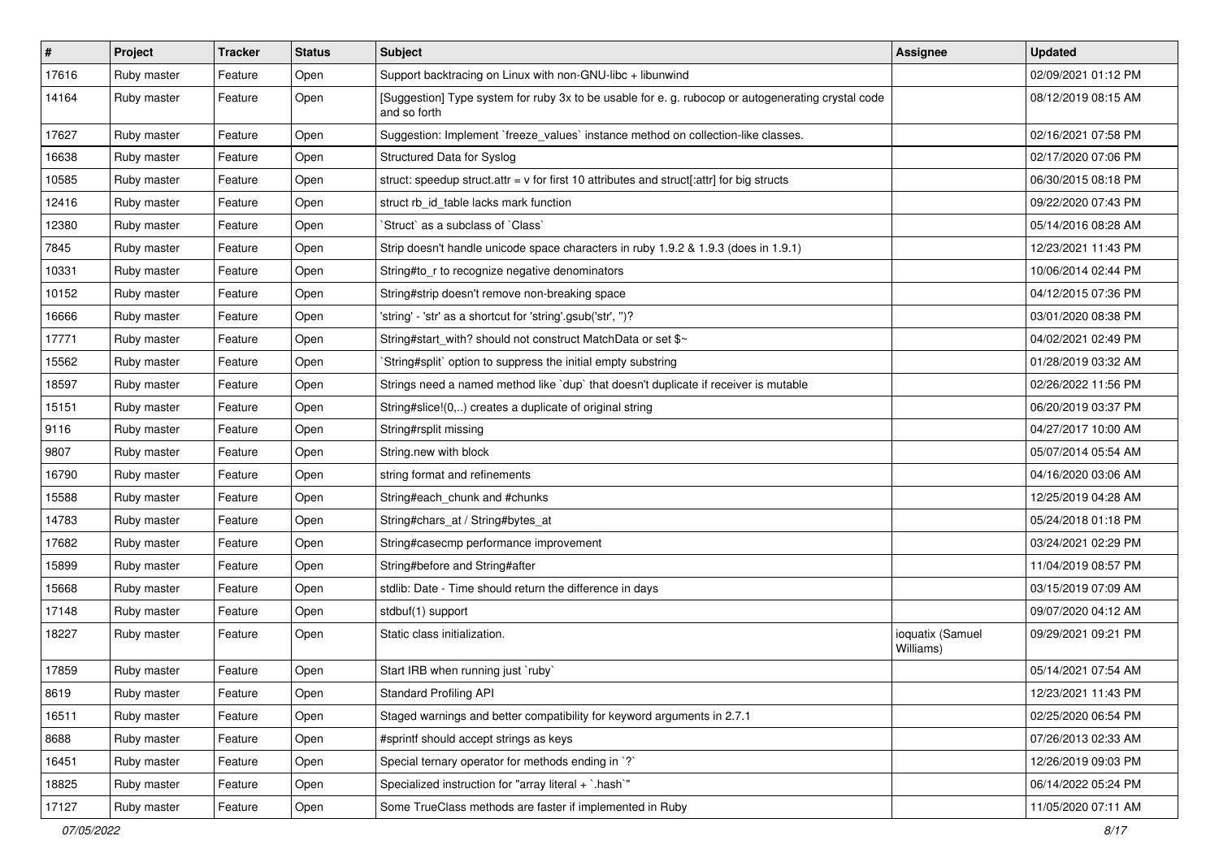| # | Project | Tracker | Status | Subject | Assignee | Updated |
|---|---|---|---|---|---|---|
| 17616 | Ruby master | Feature | Open | Support backtracing on Linux with non-GNU-libc + libunwind | | 02/09/2021 01:12 PM |
| 14164 | Ruby master | Feature | Open | [Suggestion] Type system for ruby 3x to be usable for e. g. rubocop or autogenerating crystal code and so forth | | 08/12/2019 08:15 AM |
| 17627 | Ruby master | Feature | Open | Suggestion: Implement `freeze_values` instance method on collection-like classes. | | 02/16/2021 07:58 PM |
| 16638 | Ruby master | Feature | Open | Structured Data for Syslog | | 02/17/2020 07:06 PM |
| 10585 | Ruby master | Feature | Open | struct: speedup struct.attr = v for first 10 attributes and struct[:attr] for big structs | | 06/30/2015 08:18 PM |
| 12416 | Ruby master | Feature | Open | struct rb_id_table lacks mark function | | 09/22/2020 07:43 PM |
| 12380 | Ruby master | Feature | Open | `Struct` as a subclass of `Class` | | 05/14/2016 08:28 AM |
| 7845 | Ruby master | Feature | Open | Strip doesn't handle unicode space characters in ruby 1.9.2 & 1.9.3 (does in 1.9.1) | | 12/23/2021 11:43 PM |
| 10331 | Ruby master | Feature | Open | String#to_r to recognize negative denominators | | 10/06/2014 02:44 PM |
| 10152 | Ruby master | Feature | Open | String#strip doesn't remove non-breaking space | | 04/12/2015 07:36 PM |
| 16666 | Ruby master | Feature | Open | 'string' - 'str' as a shortcut for 'string'.gsub('str', '')? | | 03/01/2020 08:38 PM |
| 17771 | Ruby master | Feature | Open | String#start_with? should not construct MatchData or set $~ | | 04/02/2021 02:49 PM |
| 15562 | Ruby master | Feature | Open | `String#split` option to suppress the initial empty substring | | 01/28/2019 03:32 AM |
| 18597 | Ruby master | Feature | Open | Strings need a named method like `dup` that doesn't duplicate if receiver is mutable | | 02/26/2022 11:56 PM |
| 15151 | Ruby master | Feature | Open | String#slice!(0,..) creates a duplicate of original string | | 06/20/2019 03:37 PM |
| 9116 | Ruby master | Feature | Open | String#rsplit missing | | 04/27/2017 10:00 AM |
| 9807 | Ruby master | Feature | Open | String.new with block | | 05/07/2014 05:54 AM |
| 16790 | Ruby master | Feature | Open | string format and refinements | | 04/16/2020 03:06 AM |
| 15588 | Ruby master | Feature | Open | String#each_chunk and #chunks | | 12/25/2019 04:28 AM |
| 14783 | Ruby master | Feature | Open | String#chars_at / String#bytes_at | | 05/24/2018 01:18 PM |
| 17682 | Ruby master | Feature | Open | String#casecmp performance improvement | | 03/24/2021 02:29 PM |
| 15899 | Ruby master | Feature | Open | String#before and String#after | | 11/04/2019 08:57 PM |
| 15668 | Ruby master | Feature | Open | stdlib: Date - Time should return the difference in days | | 03/15/2019 07:09 AM |
| 17148 | Ruby master | Feature | Open | stdbuf(1) support | | 09/07/2020 04:12 AM |
| 18227 | Ruby master | Feature | Open | Static class initialization. | ioquatix (Samuel Williams) | 09/29/2021 09:21 PM |
| 17859 | Ruby master | Feature | Open | Start IRB when running just `ruby` | | 05/14/2021 07:54 AM |
| 8619 | Ruby master | Feature | Open | Standard Profiling API | | 12/23/2021 11:43 PM |
| 16511 | Ruby master | Feature | Open | Staged warnings and better compatibility for keyword arguments in 2.7.1 | | 02/25/2020 06:54 PM |
| 8688 | Ruby master | Feature | Open | #sprintf should accept strings as keys | | 07/26/2013 02:33 AM |
| 16451 | Ruby master | Feature | Open | Special ternary operator for methods ending in `?` | | 12/26/2019 09:03 PM |
| 18825 | Ruby master | Feature | Open | Specialized instruction for "array literal + `.hash`" | | 06/14/2022 05:24 PM |
| 17127 | Ruby master | Feature | Open | Some TrueClass methods are faster if implemented in Ruby | | 11/05/2020 07:11 AM |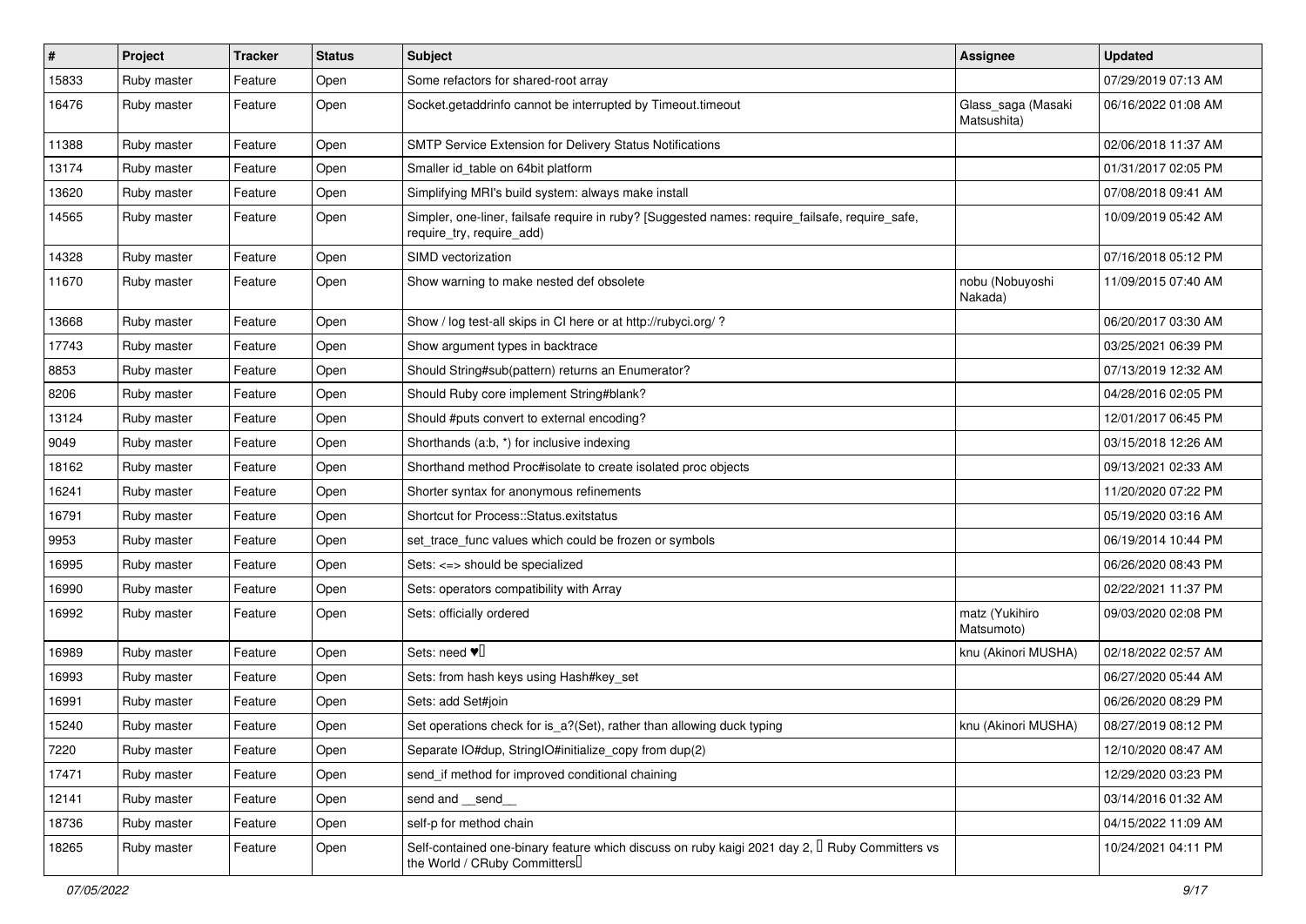| # | Project | Tracker | Status | Subject | Assignee | Updated |
| --- | --- | --- | --- | --- | --- | --- |
| 15833 | Ruby master | Feature | Open | Some refactors for shared-root array | | 07/29/2019 07:13 AM |
| 16476 | Ruby master | Feature | Open | Socket.getaddrinfo cannot be interrupted by Timeout.timeout | Glass_saga (Masaki Matsushita) | 06/16/2022 01:08 AM |
| 11388 | Ruby master | Feature | Open | SMTP Service Extension for Delivery Status Notifications | | 02/06/2018 11:37 AM |
| 13174 | Ruby master | Feature | Open | Smaller id_table on 64bit platform | | 01/31/2017 02:05 PM |
| 13620 | Ruby master | Feature | Open | Simplifying MRI's build system: always make install | | 07/08/2018 09:41 AM |
| 14565 | Ruby master | Feature | Open | Simpler, one-liner, failsafe require in ruby? [Suggested names: require_failsafe, require_safe, require_try, require_add) | | 10/09/2019 05:42 AM |
| 14328 | Ruby master | Feature | Open | SIMD vectorization | | 07/16/2018 05:12 PM |
| 11670 | Ruby master | Feature | Open | Show warning to make nested def obsolete | nobu (Nobuyoshi Nakada) | 11/09/2015 07:40 AM |
| 13668 | Ruby master | Feature | Open | Show / log test-all skips in CI here or at http://rubyci.org/ ? | | 06/20/2017 03:30 AM |
| 17743 | Ruby master | Feature | Open | Show argument types in backtrace | | 03/25/2021 06:39 PM |
| 8853 | Ruby master | Feature | Open | Should String#sub(pattern) returns an Enumerator? | | 07/13/2019 12:32 AM |
| 8206 | Ruby master | Feature | Open | Should Ruby core implement String#blank? | | 04/28/2016 02:05 PM |
| 13124 | Ruby master | Feature | Open | Should #puts convert to external encoding? | | 12/01/2017 06:45 PM |
| 9049 | Ruby master | Feature | Open | Shorthands (a:b, *) for inclusive indexing | | 03/15/2018 12:26 AM |
| 18162 | Ruby master | Feature | Open | Shorthand method Proc#isolate to create isolated proc objects | | 09/13/2021 02:33 AM |
| 16241 | Ruby master | Feature | Open | Shorter syntax for anonymous refinements | | 11/20/2020 07:22 PM |
| 16791 | Ruby master | Feature | Open | Shortcut for Process::Status.exitstatus | | 05/19/2020 03:16 AM |
| 9953 | Ruby master | Feature | Open | set_trace_func values which could be frozen or symbols | | 06/19/2014 10:44 PM |
| 16995 | Ruby master | Feature | Open | Sets: <=> should be specialized | | 06/26/2020 08:43 PM |
| 16990 | Ruby master | Feature | Open | Sets: operators compatibility with Array | | 02/22/2021 11:37 PM |
| 16992 | Ruby master | Feature | Open | Sets: officially ordered | matz (Yukihiro Matsumoto) | 09/03/2020 02:08 PM |
| 16989 | Ruby master | Feature | Open | Sets: need ♥️ | knu (Akinori MUSHA) | 02/18/2022 02:57 AM |
| 16993 | Ruby master | Feature | Open | Sets: from hash keys using Hash#key_set | | 06/27/2020 05:44 AM |
| 16991 | Ruby master | Feature | Open | Sets: add Set#join | | 06/26/2020 08:29 PM |
| 15240 | Ruby master | Feature | Open | Set operations check for is_a?(Set), rather than allowing duck typing | knu (Akinori MUSHA) | 08/27/2019 08:12 PM |
| 7220 | Ruby master | Feature | Open | Separate IO#dup, StringIO#initialize_copy from dup(2) | | 12/10/2020 08:47 AM |
| 17471 | Ruby master | Feature | Open | send_if method for improved conditional chaining | | 12/29/2020 03:23 PM |
| 12141 | Ruby master | Feature | Open | send and __send__ | | 03/14/2016 01:32 AM |
| 18736 | Ruby master | Feature | Open | self-p for method chain | | 04/15/2022 11:09 AM |
| 18265 | Ruby master | Feature | Open | Self-contained one-binary feature which discuss on ruby kaigi 2021 day 2, 「Ruby Committers vs the World / CRuby Committers」 | | 10/24/2021 04:11 PM |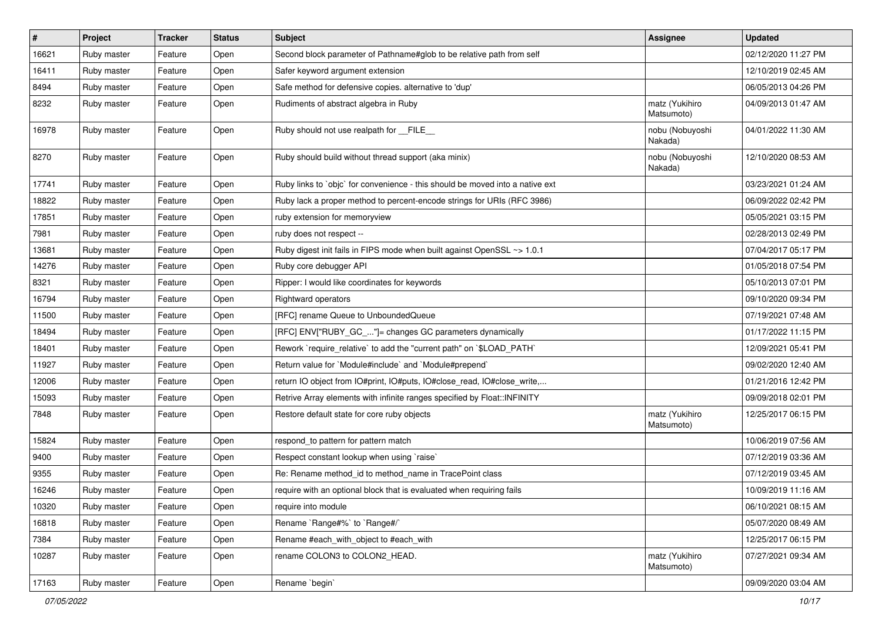| # | Project | Tracker | Status | Subject | Assignee | Updated |
| --- | --- | --- | --- | --- | --- | --- |
| 16621 | Ruby master | Feature | Open | Second block parameter of Pathname#glob to be relative path from self | | 02/12/2020 11:27 PM |
| 16411 | Ruby master | Feature | Open | Safer keyword argument extension | | 12/10/2019 02:45 AM |
| 8494 | Ruby master | Feature | Open | Safe method for defensive copies. alternative to 'dup' | | 06/05/2013 04:26 PM |
| 8232 | Ruby master | Feature | Open | Rudiments of abstract algebra in Ruby | matz (Yukihiro Matsumoto) | 04/09/2013 01:47 AM |
| 16978 | Ruby master | Feature | Open | Ruby should not use realpath for __FILE__ | nobu (Nobuyoshi Nakada) | 04/01/2022 11:30 AM |
| 8270 | Ruby master | Feature | Open | Ruby should build without thread support (aka minix) | nobu (Nobuyoshi Nakada) | 12/10/2020 08:53 AM |
| 17741 | Ruby master | Feature | Open | Ruby links to `objc` for convenience - this should be moved into a native ext | | 03/23/2021 01:24 AM |
| 18822 | Ruby master | Feature | Open | Ruby lack a proper method to percent-encode strings for URIs (RFC 3986) | | 06/09/2022 02:42 PM |
| 17851 | Ruby master | Feature | Open | ruby extension for memoryview | | 05/05/2021 03:15 PM |
| 7981 | Ruby master | Feature | Open | ruby does not respect -- | | 02/28/2013 02:49 PM |
| 13681 | Ruby master | Feature | Open | Ruby digest init fails in FIPS mode when built against OpenSSL ~> 1.0.1 | | 07/04/2017 05:17 PM |
| 14276 | Ruby master | Feature | Open | Ruby core debugger API | | 01/05/2018 07:54 PM |
| 8321 | Ruby master | Feature | Open | Ripper: I would like coordinates for keywords | | 05/10/2013 07:01 PM |
| 16794 | Ruby master | Feature | Open | Rightward operators | | 09/10/2020 09:34 PM |
| 11500 | Ruby master | Feature | Open | [RFC] rename Queue to UnboundedQueue | | 07/19/2021 07:48 AM |
| 18494 | Ruby master | Feature | Open | [RFC] ENV["RUBY_GC_..."]= changes GC parameters dynamically | | 01/17/2022 11:15 PM |
| 18401 | Ruby master | Feature | Open | Rework `require_relative` to add the "current path" on `$LOAD_PATH` | | 12/09/2021 05:41 PM |
| 11927 | Ruby master | Feature | Open | Return value for `Module#include` and `Module#prepend` | | 09/02/2020 12:40 AM |
| 12006 | Ruby master | Feature | Open | return IO object from IO#print, IO#puts, IO#close_read, IO#close_write,... | | 01/21/2016 12:42 PM |
| 15093 | Ruby master | Feature | Open | Retrive Array elements with infinite ranges specified by Float::INFINITY | | 09/09/2018 02:01 PM |
| 7848 | Ruby master | Feature | Open | Restore default state for core ruby objects | matz (Yukihiro Matsumoto) | 12/25/2017 06:15 PM |
| 15824 | Ruby master | Feature | Open | respond_to pattern for pattern match | | 10/06/2019 07:56 AM |
| 9400 | Ruby master | Feature | Open | Respect constant lookup when using `raise` | | 07/12/2019 03:36 AM |
| 9355 | Ruby master | Feature | Open | Re: Rename method_id to method_name in TracePoint class | | 07/12/2019 03:45 AM |
| 16246 | Ruby master | Feature | Open | require with an optional block that is evaluated when requiring fails | | 10/09/2019 11:16 AM |
| 10320 | Ruby master | Feature | Open | require into module | | 06/10/2021 08:15 AM |
| 16818 | Ruby master | Feature | Open | Rename `Range#%` to `Range#/` | | 05/07/2020 08:49 AM |
| 7384 | Ruby master | Feature | Open | Rename #each_with_object to #each_with | | 12/25/2017 06:15 PM |
| 10287 | Ruby master | Feature | Open | rename COLON3 to COLON2_HEAD. | matz (Yukihiro Matsumoto) | 07/27/2021 09:34 AM |
| 17163 | Ruby master | Feature | Open | Rename `begin` | | 09/09/2020 03:04 AM |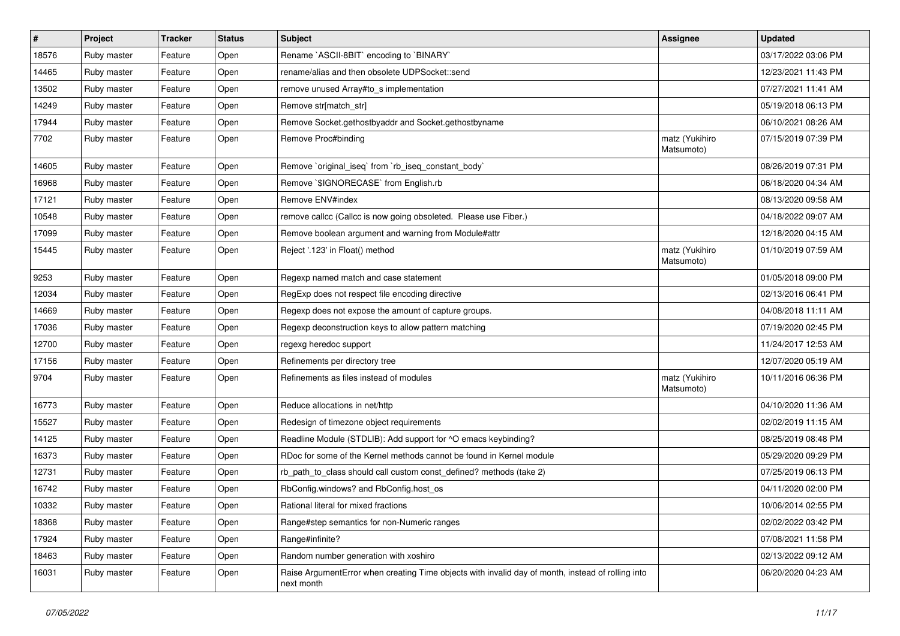| # | Project | Tracker | Status | Subject | Assignee | Updated |
|---|---|---|---|---|---|---|
| 18576 | Ruby master | Feature | Open | Rename `ASCII-8BIT` encoding to `BINARY` | | 03/17/2022 03:06 PM |
| 14465 | Ruby master | Feature | Open | rename/alias and then obsolete UDPSocket::send | | 12/23/2021 11:43 PM |
| 13502 | Ruby master | Feature | Open | remove unused Array#to_s implementation | | 07/27/2021 11:41 AM |
| 14249 | Ruby master | Feature | Open | Remove str[match_str] | | 05/19/2018 06:13 PM |
| 17944 | Ruby master | Feature | Open | Remove Socket.gethostbyaddr and Socket.gethostbyname | | 06/10/2021 08:26 AM |
| 7702 | Ruby master | Feature | Open | Remove Proc#binding | matz (Yukihiro Matsumoto) | 07/15/2019 07:39 PM |
| 14605 | Ruby master | Feature | Open | Remove `original_iseq` from `rb_iseq_constant_body` | | 08/26/2019 07:31 PM |
| 16968 | Ruby master | Feature | Open | Remove `$IGNORECASE` from English.rb | | 06/18/2020 04:34 AM |
| 17121 | Ruby master | Feature | Open | Remove ENV#index | | 08/13/2020 09:58 AM |
| 10548 | Ruby master | Feature | Open | remove callcc (Callcc is now going obsoleted. Please use Fiber.) | | 04/18/2022 09:07 AM |
| 17099 | Ruby master | Feature | Open | Remove boolean argument and warning from Module#attr | | 12/18/2020 04:15 AM |
| 15445 | Ruby master | Feature | Open | Reject '.123' in Float() method | matz (Yukihiro Matsumoto) | 01/10/2019 07:59 AM |
| 9253 | Ruby master | Feature | Open | Regexp named match and case statement | | 01/05/2018 09:00 PM |
| 12034 | Ruby master | Feature | Open | RegExp does not respect file encoding directive | | 02/13/2016 06:41 PM |
| 14669 | Ruby master | Feature | Open | Regexp does not expose the amount of capture groups. | | 04/08/2018 11:11 AM |
| 17036 | Ruby master | Feature | Open | Regexp deconstruction keys to allow pattern matching | | 07/19/2020 02:45 PM |
| 12700 | Ruby master | Feature | Open | regexg heredoc support | | 11/24/2017 12:53 AM |
| 17156 | Ruby master | Feature | Open | Refinements per directory tree | | 12/07/2020 05:19 AM |
| 9704 | Ruby master | Feature | Open | Refinements as files instead of modules | matz (Yukihiro Matsumoto) | 10/11/2016 06:36 PM |
| 16773 | Ruby master | Feature | Open | Reduce allocations in net/http | | 04/10/2020 11:36 AM |
| 15527 | Ruby master | Feature | Open | Redesign of timezone object requirements | | 02/02/2019 11:15 AM |
| 14125 | Ruby master | Feature | Open | Readline Module (STDLIB): Add support for ^O emacs keybinding? | | 08/25/2019 08:48 PM |
| 16373 | Ruby master | Feature | Open | RDoc for some of the Kernel methods cannot be found in Kernel module | | 05/29/2020 09:29 PM |
| 12731 | Ruby master | Feature | Open | rb_path_to_class should call custom const_defined? methods (take 2) | | 07/25/2019 06:13 PM |
| 16742 | Ruby master | Feature | Open | RbConfig.windows? and RbConfig.host_os | | 04/11/2020 02:00 PM |
| 10332 | Ruby master | Feature | Open | Rational literal for mixed fractions | | 10/06/2014 02:55 PM |
| 18368 | Ruby master | Feature | Open | Range#step semantics for non-Numeric ranges | | 02/02/2022 03:42 PM |
| 17924 | Ruby master | Feature | Open | Range#infinite? | | 07/08/2021 11:58 PM |
| 18463 | Ruby master | Feature | Open | Random number generation with xoshiro | | 02/13/2022 09:12 AM |
| 16031 | Ruby master | Feature | Open | Raise ArgumentError when creating Time objects with invalid day of month, instead of rolling into next month | | 06/20/2020 04:23 AM |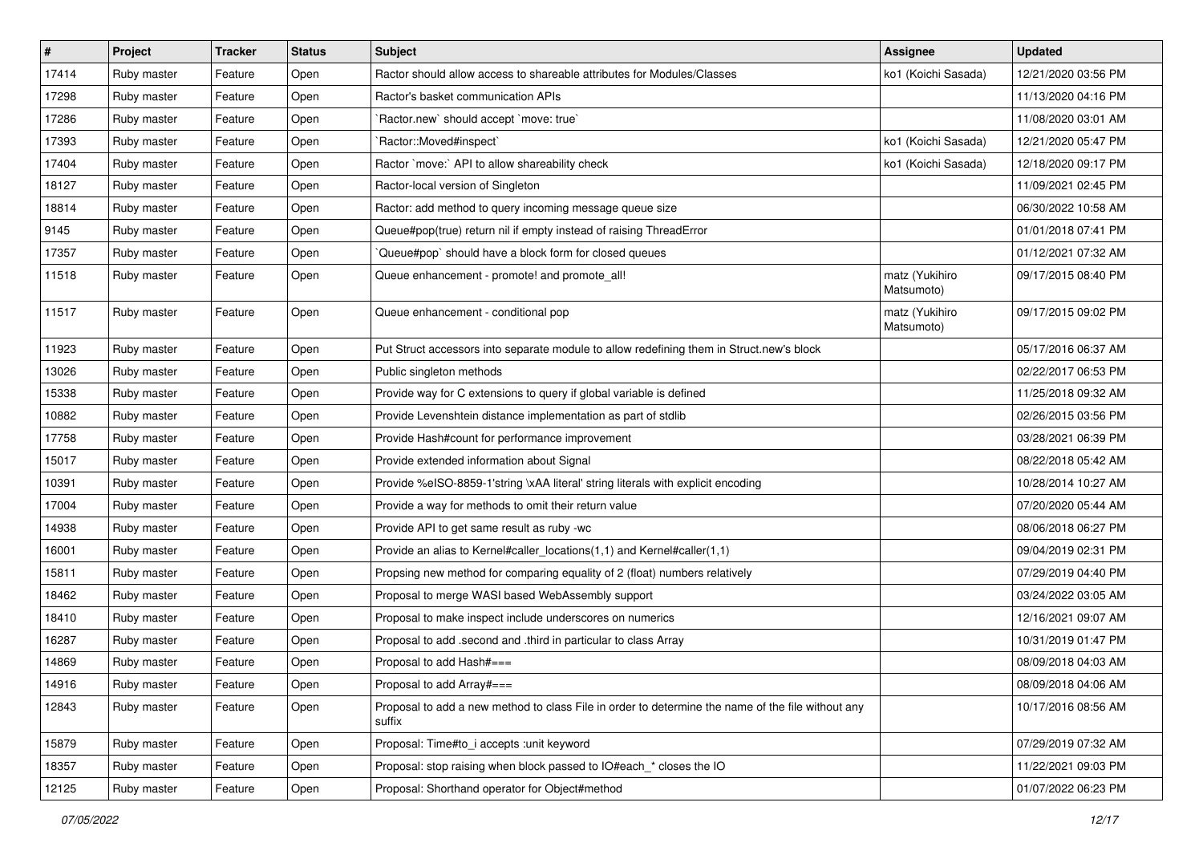| # | Project | Tracker | Status | Subject | Assignee | Updated |
|---|---|---|---|---|---|---|
| 17414 | Ruby master | Feature | Open | Ractor should allow access to shareable attributes for Modules/Classes | ko1 (Koichi Sasada) | 12/21/2020 03:56 PM |
| 17298 | Ruby master | Feature | Open | Ractor's basket communication APIs | | 11/13/2020 04:16 PM |
| 17286 | Ruby master | Feature | Open | `Ractor.new` should accept `move: true` | | 11/08/2020 03:01 AM |
| 17393 | Ruby master | Feature | Open | `Ractor::Moved#inspect` | ko1 (Koichi Sasada) | 12/21/2020 05:47 PM |
| 17404 | Ruby master | Feature | Open | Ractor `move:` API to allow shareability check | ko1 (Koichi Sasada) | 12/18/2020 09:17 PM |
| 18127 | Ruby master | Feature | Open | Ractor-local version of Singleton | | 11/09/2021 02:45 PM |
| 18814 | Ruby master | Feature | Open | Ractor: add method to query incoming message queue size | | 06/30/2022 10:58 AM |
| 9145 | Ruby master | Feature | Open | Queue#pop(true) return nil if empty instead of raising ThreadError | | 01/01/2018 07:41 PM |
| 17357 | Ruby master | Feature | Open | `Queue#pop` should have a block form for closed queues | | 01/12/2021 07:32 AM |
| 11518 | Ruby master | Feature | Open | Queue enhancement - promote! and promote_all! | matz (Yukihiro Matsumoto) | 09/17/2015 08:40 PM |
| 11517 | Ruby master | Feature | Open | Queue enhancement - conditional pop | matz (Yukihiro Matsumoto) | 09/17/2015 09:02 PM |
| 11923 | Ruby master | Feature | Open | Put Struct accessors into separate module to allow redefining them in Struct.new's block | | 05/17/2016 06:37 AM |
| 13026 | Ruby master | Feature | Open | Public singleton methods | | 02/22/2017 06:53 PM |
| 15338 | Ruby master | Feature | Open | Provide way for C extensions to query if global variable is defined | | 11/25/2018 09:32 AM |
| 10882 | Ruby master | Feature | Open | Provide Levenshtein distance implementation as part of stdlib | | 02/26/2015 03:56 PM |
| 17758 | Ruby master | Feature | Open | Provide Hash#count for performance improvement | | 03/28/2021 06:39 PM |
| 15017 | Ruby master | Feature | Open | Provide extended information about Signal | | 08/22/2018 05:42 AM |
| 10391 | Ruby master | Feature | Open | Provide %eISO-8859-1'string \xAA literal' string literals with explicit encoding | | 10/28/2014 10:27 AM |
| 17004 | Ruby master | Feature | Open | Provide a way for methods to omit their return value | | 07/20/2020 05:44 AM |
| 14938 | Ruby master | Feature | Open | Provide API to get same result as ruby -wc | | 08/06/2018 06:27 PM |
| 16001 | Ruby master | Feature | Open | Provide an alias to Kernel#caller_locations(1,1) and Kernel#caller(1,1) | | 09/04/2019 02:31 PM |
| 15811 | Ruby master | Feature | Open | Propsing new method for comparing equality of 2 (float) numbers relatively | | 07/29/2019 04:40 PM |
| 18462 | Ruby master | Feature | Open | Proposal to merge WASI based WebAssembly support | | 03/24/2022 03:05 AM |
| 18410 | Ruby master | Feature | Open | Proposal to make inspect include underscores on numerics | | 12/16/2021 09:07 AM |
| 16287 | Ruby master | Feature | Open | Proposal to add .second and .third in particular to class Array | | 10/31/2019 01:47 PM |
| 14869 | Ruby master | Feature | Open | Proposal to add Hash#=== | | 08/09/2018 04:03 AM |
| 14916 | Ruby master | Feature | Open | Proposal to add Array#=== | | 08/09/2018 04:06 AM |
| 12843 | Ruby master | Feature | Open | Proposal to add a new method to class File in order to determine the name of the file without any suffix | | 10/17/2016 08:56 AM |
| 15879 | Ruby master | Feature | Open | Proposal: Time#to_i accepts :unit keyword | | 07/29/2019 07:32 AM |
| 18357 | Ruby master | Feature | Open | Proposal: stop raising when block passed to IO#each_* closes the IO | | 11/22/2021 09:03 PM |
| 12125 | Ruby master | Feature | Open | Proposal: Shorthand operator for Object#method | | 01/07/2022 06:23 PM |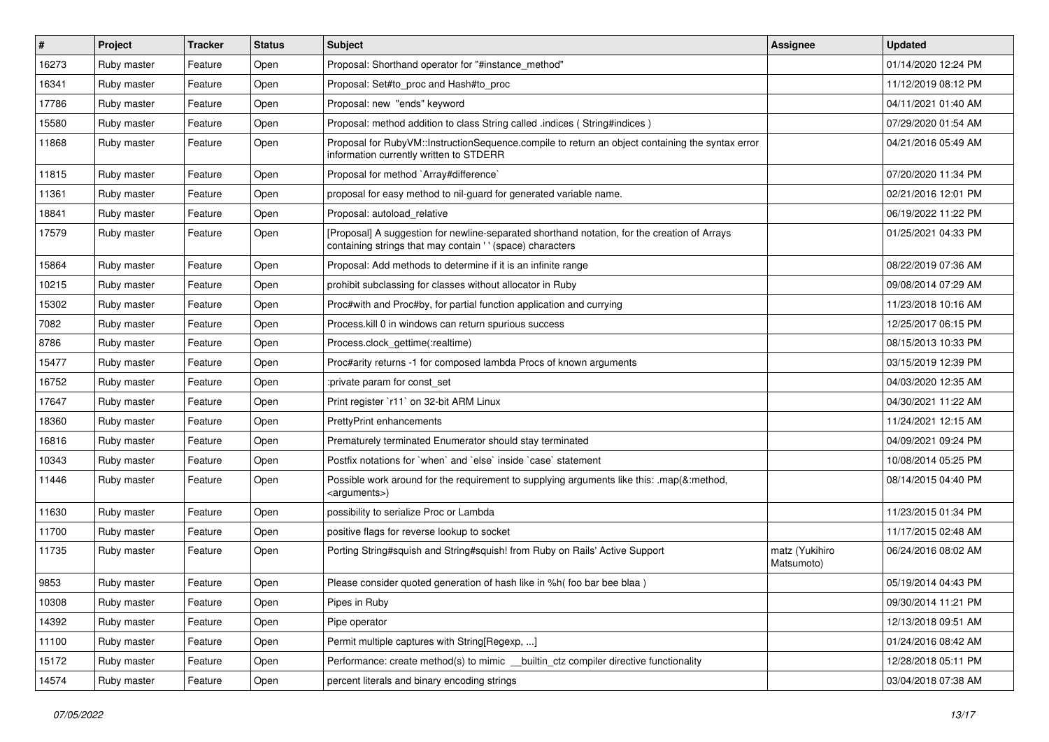| # | Project | Tracker | Status | Subject | Assignee | Updated |
|---|---|---|---|---|---|---|
| 16273 | Ruby master | Feature | Open | Proposal: Shorthand operator for "#instance_method" | | 01/14/2020 12:24 PM |
| 16341 | Ruby master | Feature | Open | Proposal: Set#to_proc and Hash#to_proc | | 11/12/2019 08:12 PM |
| 17786 | Ruby master | Feature | Open | Proposal: new "ends" keyword | | 04/11/2021 01:40 AM |
| 15580 | Ruby master | Feature | Open | Proposal: method addition to class String called .indices ( String#indices ) | | 07/29/2020 01:54 AM |
| 11868 | Ruby master | Feature | Open | Proposal for RubyVM::InstructionSequence.compile to return an object containing the syntax error information currently written to STDERR | | 04/21/2016 05:49 AM |
| 11815 | Ruby master | Feature | Open | Proposal for method `Array#difference` | | 07/20/2020 11:34 PM |
| 11361 | Ruby master | Feature | Open | proposal for easy method to nil-guard for generated variable name. | | 02/21/2016 12:01 PM |
| 18841 | Ruby master | Feature | Open | Proposal: autoload_relative | | 06/19/2022 11:22 PM |
| 17579 | Ruby master | Feature | Open | [Proposal] A suggestion for newline-separated shorthand notation, for the creation of Arrays containing strings that may contain ' ' (space) characters | | 01/25/2021 04:33 PM |
| 15864 | Ruby master | Feature | Open | Proposal: Add methods to determine if it is an infinite range | | 08/22/2019 07:36 AM |
| 10215 | Ruby master | Feature | Open | prohibit subclassing for classes without allocator in Ruby | | 09/08/2014 07:29 AM |
| 15302 | Ruby master | Feature | Open | Proc#with and Proc#by, for partial function application and currying | | 11/23/2018 10:16 AM |
| 7082 | Ruby master | Feature | Open | Process.kill 0 in windows can return spurious success | | 12/25/2017 06:15 PM |
| 8786 | Ruby master | Feature | Open | Process.clock_gettime(:realtime) | | 08/15/2013 10:33 PM |
| 15477 | Ruby master | Feature | Open | Proc#arity returns -1 for composed lambda Procs of known arguments | | 03/15/2019 12:39 PM |
| 16752 | Ruby master | Feature | Open | :private param for const_set | | 04/03/2020 12:35 AM |
| 17647 | Ruby master | Feature | Open | Print register `r11` on 32-bit ARM Linux | | 04/30/2021 11:22 AM |
| 18360 | Ruby master | Feature | Open | PrettyPrint enhancements | | 11/24/2021 12:15 AM |
| 16816 | Ruby master | Feature | Open | Prematurely terminated Enumerator should stay terminated | | 04/09/2021 09:24 PM |
| 10343 | Ruby master | Feature | Open | Postfix notations for `when` and `else` inside `case` statement | | 10/08/2014 05:25 PM |
| 11446 | Ruby master | Feature | Open | Possible work around for the requirement to supplying arguments like this: .map(&:method, <arguments>) | | 08/14/2015 04:40 PM |
| 11630 | Ruby master | Feature | Open | possibility to serialize Proc or Lambda | | 11/23/2015 01:34 PM |
| 11700 | Ruby master | Feature | Open | positive flags for reverse lookup to socket | | 11/17/2015 02:48 AM |
| 11735 | Ruby master | Feature | Open | Porting String#squish and String#squish! from Ruby on Rails' Active Support | matz (Yukihiro Matsumoto) | 06/24/2016 08:02 AM |
| 9853 | Ruby master | Feature | Open | Please consider quoted generation of hash like in %h( foo bar bee blaa ) | | 05/19/2014 04:43 PM |
| 10308 | Ruby master | Feature | Open | Pipes in Ruby | | 09/30/2014 11:21 PM |
| 14392 | Ruby master | Feature | Open | Pipe operator | | 12/13/2018 09:51 AM |
| 11100 | Ruby master | Feature | Open | Permit multiple captures with String[Regexp, ...] | | 01/24/2016 08:42 AM |
| 15172 | Ruby master | Feature | Open | Performance: create method(s) to mimic __builtin_ctz compiler directive functionality | | 12/28/2018 05:11 PM |
| 14574 | Ruby master | Feature | Open | percent literals and binary encoding strings | | 03/04/2018 07:38 AM |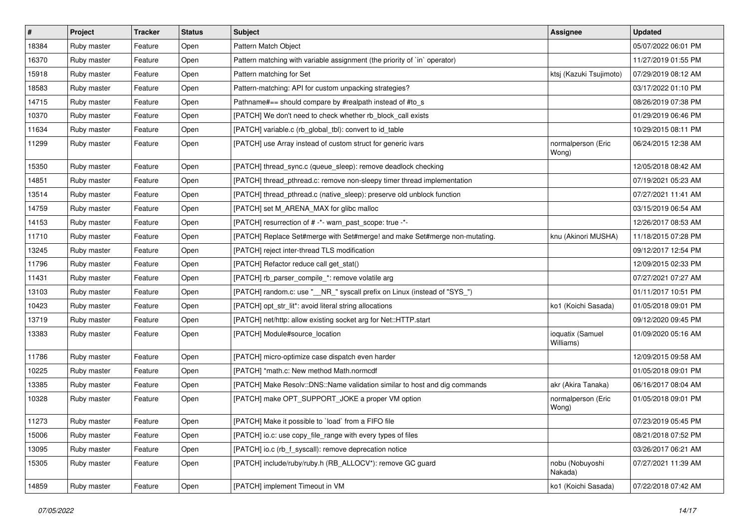| # | Project | Tracker | Status | Subject | Assignee | Updated |
|---|---|---|---|---|---|---|
| 18384 | Ruby master | Feature | Open | Pattern Match Object | | 05/07/2022 06:01 PM |
| 16370 | Ruby master | Feature | Open | Pattern matching with variable assignment (the priority of `in` operator) | | 11/27/2019 01:55 PM |
| 15918 | Ruby master | Feature | Open | Pattern matching for Set | ktsj (Kazuki Tsujimoto) | 07/29/2019 08:12 AM |
| 18583 | Ruby master | Feature | Open | Pattern-matching: API for custom unpacking strategies? | | 03/17/2022 01:10 PM |
| 14715 | Ruby master | Feature | Open | Pathname#== should compare by #realpath instead of #to_s | | 08/26/2019 07:38 PM |
| 10370 | Ruby master | Feature | Open | [PATCH] We don't need to check whether rb_block_call exists | | 01/29/2019 06:46 PM |
| 11634 | Ruby master | Feature | Open | [PATCH] variable.c (rb_global_tbl): convert to id_table | | 10/29/2015 08:11 PM |
| 11299 | Ruby master | Feature | Open | [PATCH] use Array instead of custom struct for generic ivars | normalperson (Eric Wong) | 06/24/2015 12:38 AM |
| 15350 | Ruby master | Feature | Open | [PATCH] thread_sync.c (queue_sleep): remove deadlock checking | | 12/05/2018 08:42 AM |
| 14851 | Ruby master | Feature | Open | [PATCH] thread_pthread.c: remove non-sleepy timer thread implementation | | 07/19/2021 05:23 AM |
| 13514 | Ruby master | Feature | Open | [PATCH] thread_pthread.c (native_sleep): preserve old unblock function | | 07/27/2021 11:41 AM |
| 14759 | Ruby master | Feature | Open | [PATCH] set M_ARENA_MAX for glibc malloc | | 03/15/2019 06:54 AM |
| 14153 | Ruby master | Feature | Open | [PATCH] resurrection of # -*- warn_past_scope: true -*- | | 12/26/2017 08:53 AM |
| 11710 | Ruby master | Feature | Open | [PATCH] Replace Set#merge with Set#merge! and make Set#merge non-mutating. | knu (Akinori MUSHA) | 11/18/2015 07:28 PM |
| 13245 | Ruby master | Feature | Open | [PATCH] reject inter-thread TLS modification | | 09/12/2017 12:54 PM |
| 11796 | Ruby master | Feature | Open | [PATCH] Refactor reduce call get_stat() | | 12/09/2015 02:33 PM |
| 11431 | Ruby master | Feature | Open | [PATCH] rb_parser_compile_*: remove volatile arg | | 07/27/2021 07:27 AM |
| 13103 | Ruby master | Feature | Open | [PATCH] random.c: use "__NR_" syscall prefix on Linux (instead of "SYS_") | | 01/11/2017 10:51 PM |
| 10423 | Ruby master | Feature | Open | [PATCH] opt_str_lit*: avoid literal string allocations | ko1 (Koichi Sasada) | 01/05/2018 09:01 PM |
| 13719 | Ruby master | Feature | Open | [PATCH] net/http: allow existing socket arg for Net::HTTP.start | | 09/12/2020 09:45 PM |
| 13383 | Ruby master | Feature | Open | [PATCH] Module#source_location | ioquatix (Samuel Williams) | 01/09/2020 05:16 AM |
| 11786 | Ruby master | Feature | Open | [PATCH] micro-optimize case dispatch even harder | | 12/09/2015 09:58 AM |
| 10225 | Ruby master | Feature | Open | [PATCH] *math.c: New method Math.normcdf | | 01/05/2018 09:01 PM |
| 13385 | Ruby master | Feature | Open | [PATCH] Make Resolv::DNS::Name validation similar to host and dig commands | akr (Akira Tanaka) | 06/16/2017 08:04 AM |
| 10328 | Ruby master | Feature | Open | [PATCH] make OPT_SUPPORT_JOKE a proper VM option | normalperson (Eric Wong) | 01/05/2018 09:01 PM |
| 11273 | Ruby master | Feature | Open | [PATCH] Make it possible to `load` from a FIFO file | | 07/23/2019 05:45 PM |
| 15006 | Ruby master | Feature | Open | [PATCH] io.c: use copy_file_range with every types of files | | 08/21/2018 07:52 PM |
| 13095 | Ruby master | Feature | Open | [PATCH] io.c (rb_f_syscall): remove deprecation notice | | 03/26/2017 06:21 AM |
| 15305 | Ruby master | Feature | Open | [PATCH] include/ruby/ruby.h (RB_ALLOCV*): remove GC guard | nobu (Nobuyoshi Nakada) | 07/27/2021 11:39 AM |
| 14859 | Ruby master | Feature | Open | [PATCH] implement Timeout in VM | ko1 (Koichi Sasada) | 07/22/2018 07:42 AM |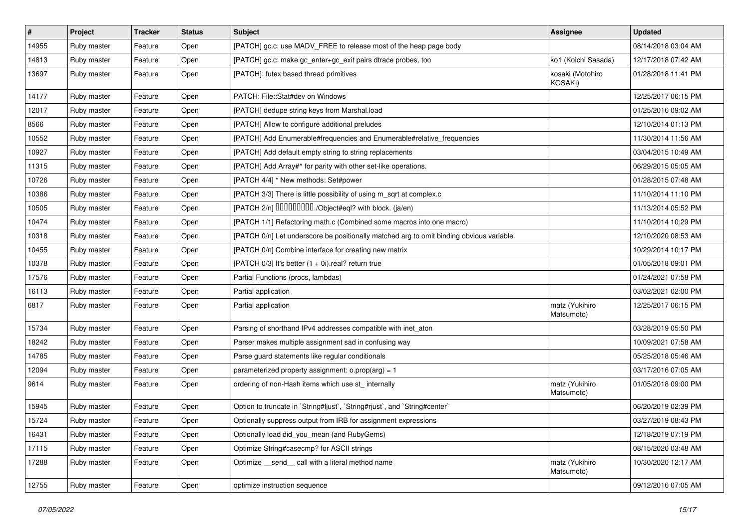| # | Project | Tracker | Status | Subject | Assignee | Updated |
|---|---|---|---|---|---|---|
| 14955 | Ruby master | Feature | Open | [PATCH] gc.c: use MADV_FREE to release most of the heap page body | | 08/14/2018 03:04 AM |
| 14813 | Ruby master | Feature | Open | [PATCH] gc.c: make gc_enter+gc_exit pairs dtrace probes, too | ko1 (Koichi Sasada) | 12/17/2018 07:42 AM |
| 13697 | Ruby master | Feature | Open | [PATCH]: futex based thread primitives | kosaki (Motohiro KOSAKI) | 01/28/2018 11:41 PM |
| 14177 | Ruby master | Feature | Open | PATCH: File::Stat#dev on Windows | | 12/25/2017 06:15 PM |
| 12017 | Ruby master | Feature | Open | [PATCH] dedupe string keys from Marshal.load | | 01/25/2016 09:02 AM |
| 8566 | Ruby master | Feature | Open | [PATCH] Allow to configure additional preludes | | 12/10/2014 01:13 PM |
| 10552 | Ruby master | Feature | Open | [PATCH] Add Enumerable#frequencies and Enumerable#relative_frequencies | | 11/30/2014 11:56 AM |
| 10927 | Ruby master | Feature | Open | [PATCH] Add default empty string to string replacements | | 03/04/2015 10:49 AM |
| 11315 | Ruby master | Feature | Open | [PATCH] Add Array#^ for parity with other set-like operations. | | 06/29/2015 05:05 AM |
| 10726 | Ruby master | Feature | Open | [PATCH 4/4] * New methods: Set#power | | 01/28/2015 07:48 AM |
| 10386 | Ruby master | Feature | Open | [PATCH 3/3] There is little possibility of using m_sqrt at complex.c | | 11/10/2014 11:10 PM |
| 10505 | Ruby master | Feature | Open | [PATCH 2/n] □□□□□□□□□./Object#eql? with block. (ja/en) | | 11/13/2014 05:52 PM |
| 10474 | Ruby master | Feature | Open | [PATCH 1/1] Refactoring math.c (Combined some macros into one macro) | | 11/10/2014 10:29 PM |
| 10318 | Ruby master | Feature | Open | [PATCH 0/n] Let underscore be positionally matched arg to omit binding obvious variable. | | 12/10/2020 08:53 AM |
| 10455 | Ruby master | Feature | Open | [PATCH 0/n] Combine interface for creating new matrix | | 10/29/2014 10:17 PM |
| 10378 | Ruby master | Feature | Open | [PATCH 0/3] It's better (1 + 0i).real? return true | | 01/05/2018 09:01 PM |
| 17576 | Ruby master | Feature | Open | Partial Functions (procs, lambdas) | | 01/24/2021 07:58 PM |
| 16113 | Ruby master | Feature | Open | Partial application | | 03/02/2021 02:00 PM |
| 6817 | Ruby master | Feature | Open | Partial application | matz (Yukihiro Matsumoto) | 12/25/2017 06:15 PM |
| 15734 | Ruby master | Feature | Open | Parsing of shorthand IPv4 addresses compatible with inet_aton | | 03/28/2019 05:50 PM |
| 18242 | Ruby master | Feature | Open | Parser makes multiple assignment sad in confusing way | | 10/09/2021 07:58 AM |
| 14785 | Ruby master | Feature | Open | Parse guard statements like regular conditionals | | 05/25/2018 05:46 AM |
| 12094 | Ruby master | Feature | Open | parameterized property assignment: o.prop(arg) = 1 | | 03/17/2016 07:05 AM |
| 9614 | Ruby master | Feature | Open | ordering of non-Hash items which use st_ internally | matz (Yukihiro Matsumoto) | 01/05/2018 09:00 PM |
| 15945 | Ruby master | Feature | Open | Option to truncate in `String#ljust`, `String#rjust`, and `String#center` | | 06/20/2019 02:39 PM |
| 15724 | Ruby master | Feature | Open | Optionally suppress output from IRB for assignment expressions | | 03/27/2019 08:43 PM |
| 16431 | Ruby master | Feature | Open | Optionally load did_you_mean (and RubyGems) | | 12/18/2019 07:19 PM |
| 17115 | Ruby master | Feature | Open | Optimize String#casecmp? for ASCII strings | | 08/15/2020 03:48 AM |
| 17288 | Ruby master | Feature | Open | Optimize __send__ call with a literal method name | matz (Yukihiro Matsumoto) | 10/30/2020 12:17 AM |
| 12755 | Ruby master | Feature | Open | optimize instruction sequence | | 09/12/2016 07:05 AM |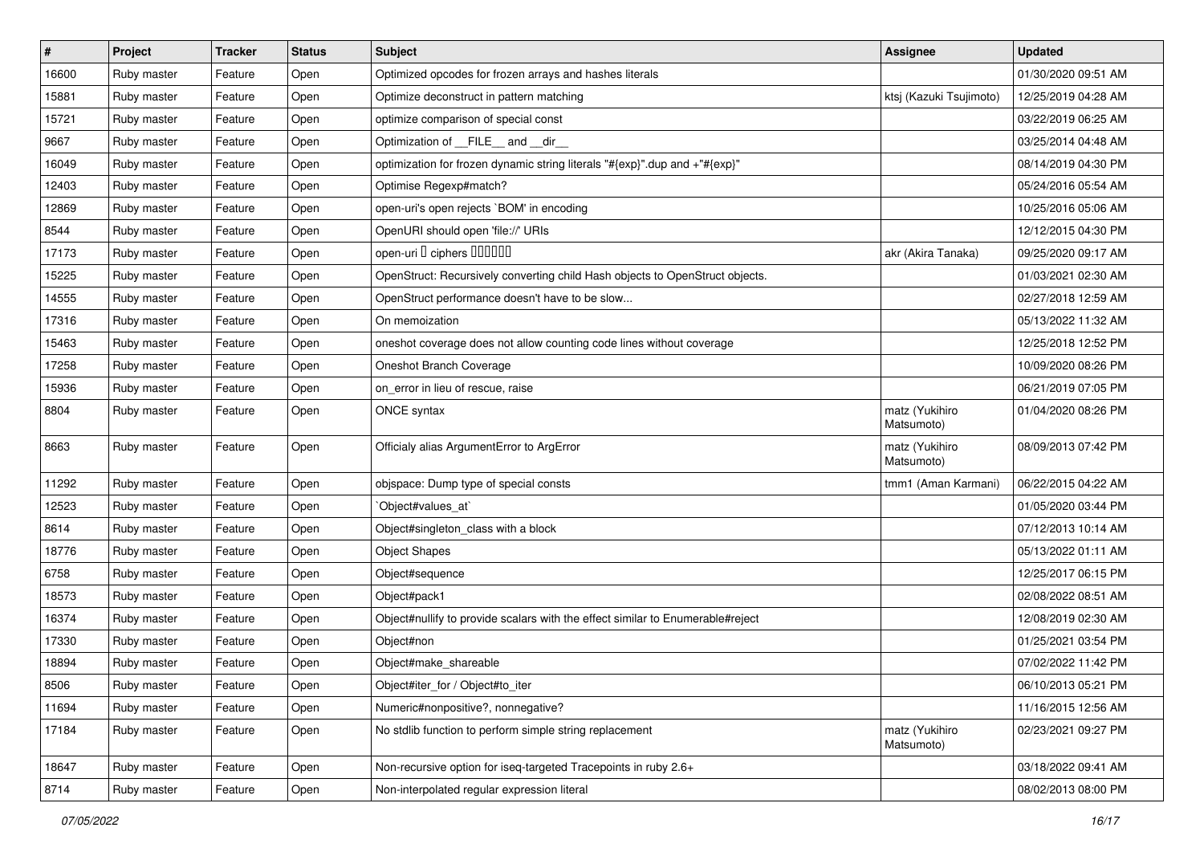| # | Project | Tracker | Status | Subject | Assignee | Updated |
|---|---|---|---|---|---|---|
| 16600 | Ruby master | Feature | Open | Optimized opcodes for frozen arrays and hashes literals | | 01/30/2020 09:51 AM |
| 15881 | Ruby master | Feature | Open | Optimize deconstruct in pattern matching | ktsj (Kazuki Tsujimoto) | 12/25/2019 04:28 AM |
| 15721 | Ruby master | Feature | Open | optimize comparison of special const | | 03/22/2019 06:25 AM |
| 9667 | Ruby master | Feature | Open | Optimization of __FILE__ and __dir__ | | 03/25/2014 04:48 AM |
| 16049 | Ruby master | Feature | Open | optimization for frozen dynamic string literals "#{exp}".dup and +"#{exp}" | | 08/14/2019 04:30 PM |
| 12403 | Ruby master | Feature | Open | Optimise Regexp#match? | | 05/24/2016 05:54 AM |
| 12869 | Ruby master | Feature | Open | open-uri's open rejects `BOM' in encoding | | 10/25/2016 05:06 AM |
| 8544 | Ruby master | Feature | Open | OpenURI should open 'file://' URIs | | 12/12/2015 04:30 PM |
| 17173 | Ruby master | Feature | Open | open-uri � ciphers ������ | akr (Akira Tanaka) | 09/25/2020 09:17 AM |
| 15225 | Ruby master | Feature | Open | OpenStruct: Recursively converting child Hash objects to OpenStruct objects. | | 01/03/2021 02:30 AM |
| 14555 | Ruby master | Feature | Open | OpenStruct performance doesn't have to be slow... | | 02/27/2018 12:59 AM |
| 17316 | Ruby master | Feature | Open | On memoization | | 05/13/2022 11:32 AM |
| 15463 | Ruby master | Feature | Open | oneshot coverage does not allow counting code lines without coverage | | 12/25/2018 12:52 PM |
| 17258 | Ruby master | Feature | Open | Oneshot Branch Coverage | | 10/09/2020 08:26 PM |
| 15936 | Ruby master | Feature | Open | on_error in lieu of rescue, raise | | 06/21/2019 07:05 PM |
| 8804 | Ruby master | Feature | Open | ONCE syntax | matz (Yukihiro Matsumoto) | 01/04/2020 08:26 PM |
| 8663 | Ruby master | Feature | Open | Officialy alias ArgumentError to ArgError | matz (Yukihiro Matsumoto) | 08/09/2013 07:42 PM |
| 11292 | Ruby master | Feature | Open | objspace: Dump type of special consts | tmm1 (Aman Karmani) | 06/22/2015 04:22 AM |
| 12523 | Ruby master | Feature | Open | `Object#values_at` | | 01/05/2020 03:44 PM |
| 8614 | Ruby master | Feature | Open | Object#singleton_class with a block | | 07/12/2013 10:14 AM |
| 18776 | Ruby master | Feature | Open | Object Shapes | | 05/13/2022 01:11 AM |
| 6758 | Ruby master | Feature | Open | Object#sequence | | 12/25/2017 06:15 PM |
| 18573 | Ruby master | Feature | Open | Object#pack1 | | 02/08/2022 08:51 AM |
| 16374 | Ruby master | Feature | Open | Object#nullify to provide scalars with the effect similar to Enumerable#reject | | 12/08/2019 02:30 AM |
| 17330 | Ruby master | Feature | Open | Object#non | | 01/25/2021 03:54 PM |
| 18894 | Ruby master | Feature | Open | Object#make_shareable | | 07/02/2022 11:42 PM |
| 8506 | Ruby master | Feature | Open | Object#iter_for / Object#to_iter | | 06/10/2013 05:21 PM |
| 11694 | Ruby master | Feature | Open | Numeric#nonpositive?, nonnegative? | | 11/16/2015 12:56 AM |
| 17184 | Ruby master | Feature | Open | No stdlib function to perform simple string replacement | matz (Yukihiro Matsumoto) | 02/23/2021 09:27 PM |
| 18647 | Ruby master | Feature | Open | Non-recursive option for iseq-targeted Tracepoints in ruby 2.6+ | | 03/18/2022 09:41 AM |
| 8714 | Ruby master | Feature | Open | Non-interpolated regular expression literal | | 08/02/2013 08:00 PM |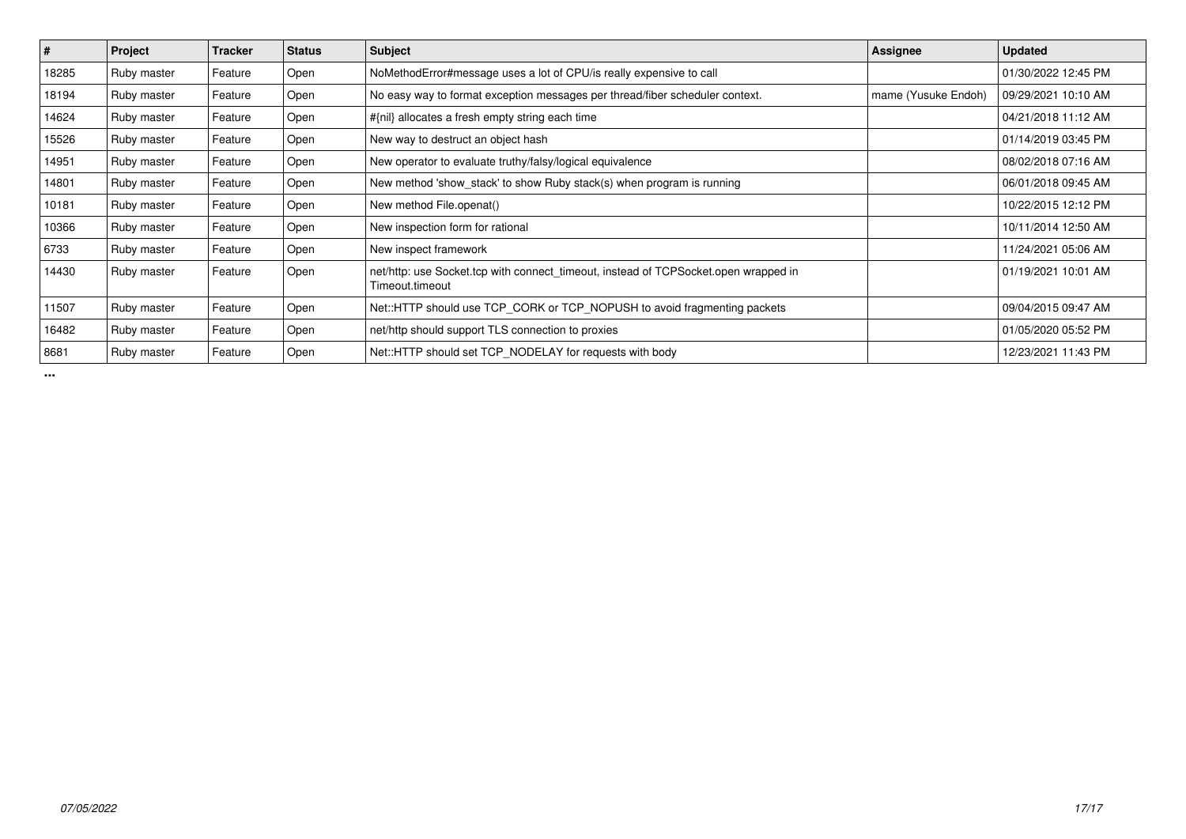| # | Project | Tracker | Status | Subject | Assignee | Updated |
|---|---|---|---|---|---|---|
| 18285 | Ruby master | Feature | Open | NoMethodError#message uses a lot of CPU/is really expensive to call | | 01/30/2022 12:45 PM |
| 18194 | Ruby master | Feature | Open | No easy way to format exception messages per thread/fiber scheduler context. | mame (Yusuke Endoh) | 09/29/2021 10:10 AM |
| 14624 | Ruby master | Feature | Open | #{nil} allocates a fresh empty string each time | | 04/21/2018 11:12 AM |
| 15526 | Ruby master | Feature | Open | New way to destruct an object hash | | 01/14/2019 03:45 PM |
| 14951 | Ruby master | Feature | Open | New operator to evaluate truthy/falsy/logical equivalence | | 08/02/2018 07:16 AM |
| 14801 | Ruby master | Feature | Open | New method 'show_stack' to show Ruby stack(s) when program is running | | 06/01/2018 09:45 AM |
| 10181 | Ruby master | Feature | Open | New method File.openat() | | 10/22/2015 12:12 PM |
| 10366 | Ruby master | Feature | Open | New inspection form for rational | | 10/11/2014 12:50 AM |
| 6733 | Ruby master | Feature | Open | New inspect framework | | 11/24/2021 05:06 AM |
| 14430 | Ruby master | Feature | Open | net/http: use Socket.tcp with connect_timeout, instead of TCPSocket.open wrapped in Timeout.timeout | | 01/19/2021 10:01 AM |
| 11507 | Ruby master | Feature | Open | Net::HTTP should use TCP_CORK or TCP_NOPUSH to avoid fragmenting packets | | 09/04/2015 09:47 AM |
| 16482 | Ruby master | Feature | Open | net/http should support TLS connection to proxies | | 01/05/2020 05:52 PM |
| 8681 | Ruby master | Feature | Open | Net::HTTP should set TCP_NODELAY for requests with body | | 12/23/2021 11:43 PM |

...